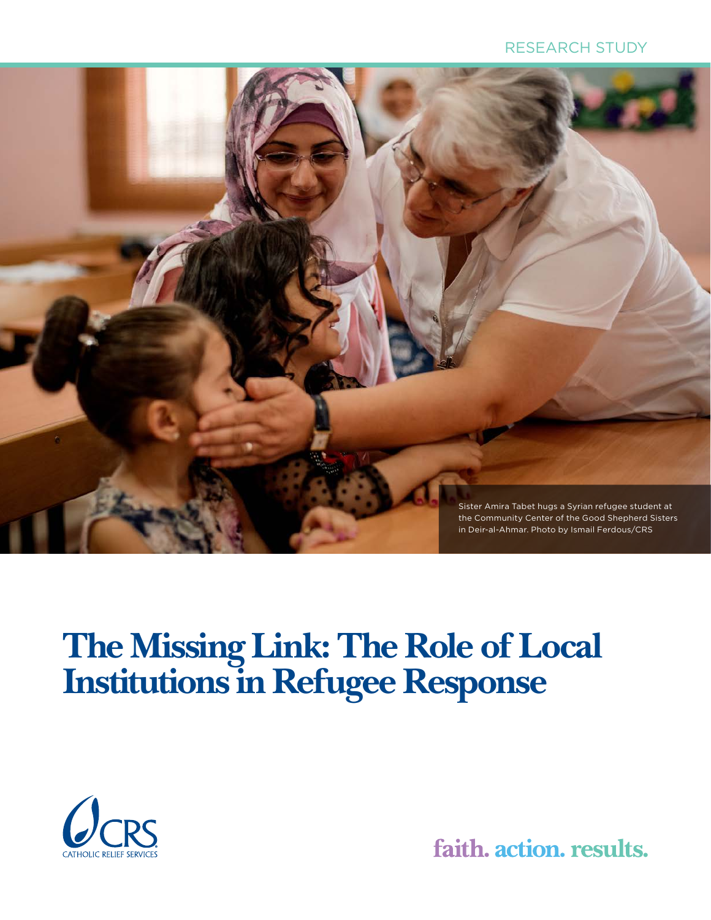RESEARCH STUDY

Sister Amira Tabet hugs a Syrian refugee student at the Community Center of the Good Shepherd Sisters in Deir-al-Ahmar. Photo by Ismail Ferdous/CRS

# The Missing Link: The Role of Local Institutions in Refugee Response

CATHOLIC RELIEF SERVICES

faith. action. results.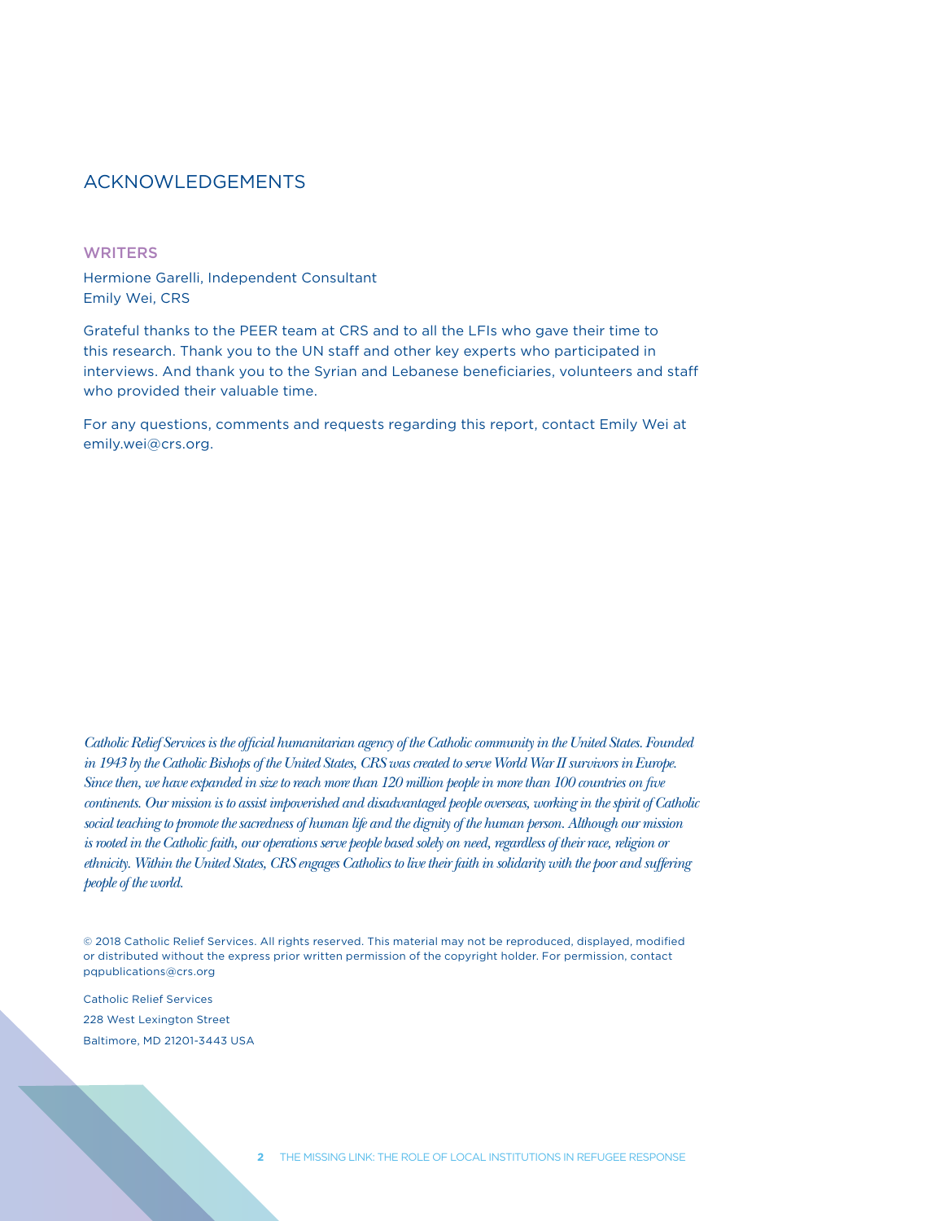# ACKNOWLEDGEMENTS

## WRITERS

Hermione Garelli, Independent Consultant
Emily Wei, CRS

Grateful thanks to the PEER team at CRS and to all the LFIs who gave their time to this research. Thank you to the UN staff and other key experts who participated in interviews. And thank you to the Syrian and Lebanese beneficiaries, volunteers and staff who provided their valuable time.

For any questions, comments and requests regarding this report, contact Emily Wei at emily.wei@crs.org.

*Catholic Relief Services is the official humanitarian agency of the Catholic community in the United States. Founded in 1943 by the Catholic Bishops of the United States, CRS was created to serve World War II survivors in Europe. Since then, we have expanded in size to reach more than 120 million people in more than 100 countries on five continents. Our mission is to assist impoverished and disadvantaged people overseas, working in the spirit of Catholic social teaching to promote the sacredness of human life and the dignity of the human person. Although our mission is rooted in the Catholic faith, our operations serve people based solely on need, regardless of their race, religion or ethnicity. Within the United States, CRS engages Catholics to live their faith in solidarity with the poor and suffering people of the world.*

© 2018 Catholic Relief Services. All rights reserved. This material may not be reproduced, displayed, modified or distributed without the express prior written permission of the copyright holder. For permission, contact pqpublications@crs.org

Catholic Relief Services
228 West Lexington Street
Baltimore, MD 21201-3443 USA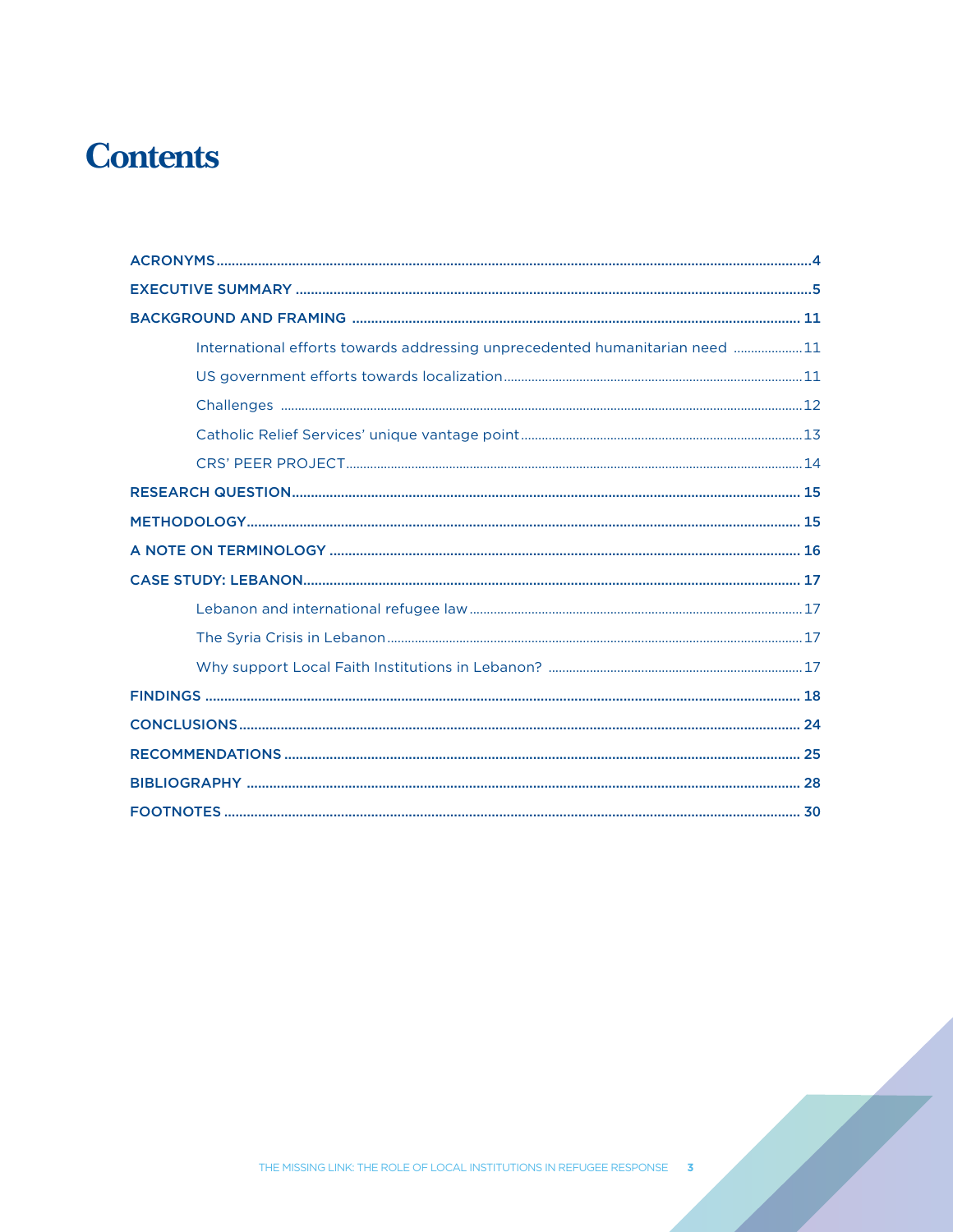# Contents

- ACRONYMS ... 4
- EXECUTIVE SUMMARY ... 5
- BACKGROUND AND FRAMING ... 11
    - International efforts towards addressing unprecedented humanitarian need ... 11
    - US government efforts towards localization ... 11
    - Challenges ... 12
    - Catholic Relief Services' unique vantage point ... 13
    - CRS' PEER PROJECT ... 14
- RESEARCH QUESTION ... 15
- METHODOLOGY ... 15
- A NOTE ON TERMINOLOGY ... 16
- CASE STUDY: LEBANON ... 17
    - Lebanon and international refugee law ... 17
    - The Syria Crisis in Lebanon ... 17
    - Why support Local Faith Institutions in Lebanon? ... 17
- FINDINGS ... 18
- CONCLUSIONS ... 24
- RECOMMENDATIONS ... 25
- BIBLIOGRAPHY ... 28
- FOOTNOTES ... 30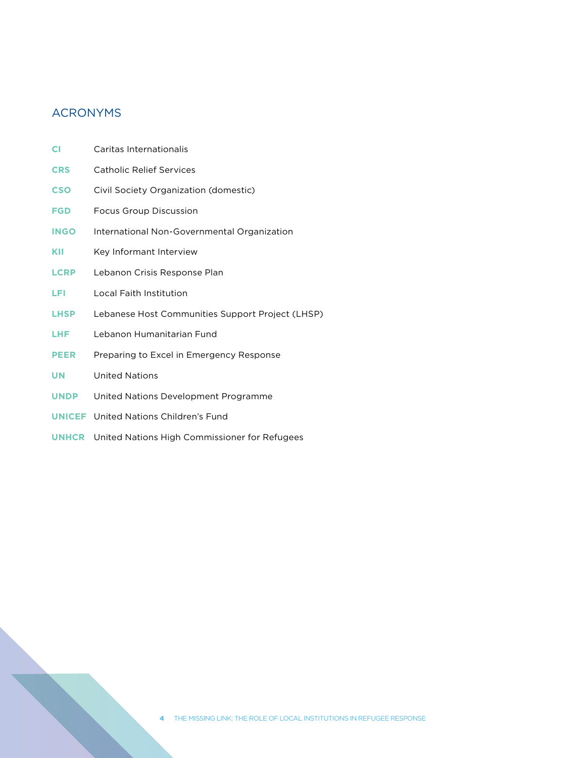## ACRONYMS

| | |
|---|---|
| **CI** | Caritas Internationalis |
| **CRS** | Catholic Relief Services |
| **CSO** | Civil Society Organization (domestic) |
| **FGD** | Focus Group Discussion |
| **INGO** | International Non-Governmental Organization |
| **KII** | Key Informant Interview |
| **LCRP** | Lebanon Crisis Response Plan |
| **LFI** | Local Faith Institution |
| **LHSP** | Lebanese Host Communities Support Project (LHSP) |
| **LHF** | Lebanon Humanitarian Fund |
| **PEER** | Preparing to Excel in Emergency Response |
| **UN** | United Nations |
| **UNDP** | United Nations Development Programme |
| **UNICEF** | United Nations Children's Fund |
| **UNHCR** | United Nations High Commissioner for Refugees |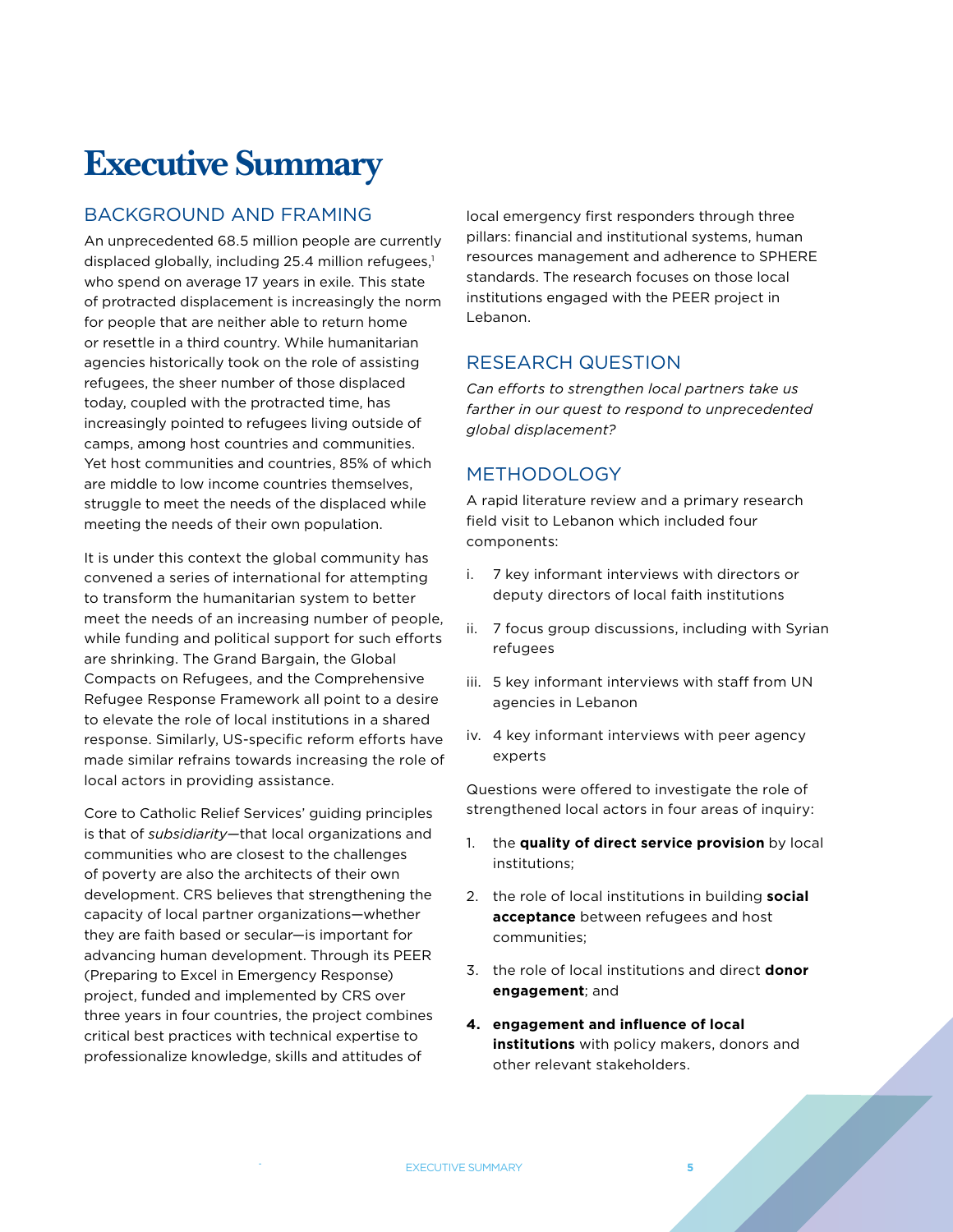# Executive Summary

## BACKGROUND AND FRAMING

An unprecedented 68.5 million people are currently displaced globally, including 25.4 million refugees,[1] who spend on average 17 years in exile. This state of protracted displacement is increasingly the norm for people that are neither able to return home or resettle in a third country. While humanitarian agencies historically took on the role of assisting refugees, the sheer number of those displaced today, coupled with the protracted time, has increasingly pointed to refugees living outside of camps, among host countries and communities. Yet host communities and countries, 85% of which are middle to low income countries themselves, struggle to meet the needs of the displaced while meeting the needs of their own population.

It is under this context the global community has convened a series of international for attempting to transform the humanitarian system to better meet the needs of an increasing number of people, while funding and political support for such efforts are shrinking. The Grand Bargain, the Global Compacts on Refugees, and the Comprehensive Refugee Response Framework all point to a desire to elevate the role of local institutions in a shared response. Similarly, US-specific reform efforts have made similar refrains towards increasing the role of local actors in providing assistance.

Core to Catholic Relief Services' guiding principles is that of *subsidiarity*—that local organizations and communities who are closest to the challenges of poverty are also the architects of their own development. CRS believes that strengthening the capacity of local partner organizations—whether they are faith based or secular—is important for advancing human development. Through its PEER (Preparing to Excel in Emergency Response) project, funded and implemented by CRS over three years in four countries, the project combines critical best practices with technical expertise to professionalize knowledge, skills and attitudes of local emergency first responders through three pillars: financial and institutional systems, human resources management and adherence to SPHERE standards. The research focuses on those local institutions engaged with the PEER project in Lebanon.

## RESEARCH QUESTION

*Can efforts to strengthen local partners take us farther in our quest to respond to unprecedented global displacement?*

## METHODOLOGY

A rapid literature review and a primary research field visit to Lebanon which included four components:

i. 7 key informant interviews with directors or deputy directors of local faith institutions

ii. 7 focus group discussions, including with Syrian refugees

iii. 5 key informant interviews with staff from UN agencies in Lebanon

iv. 4 key informant interviews with peer agency experts

Questions were offered to investigate the role of strengthened local actors in four areas of inquiry:

1. the **quality of direct service provision** by local institutions;
2. the role of local institutions in building **social acceptance** between refugees and host communities;
3. the role of local institutions and direct **donor engagement**; and
4. **engagement and influence of local institutions** with policy makers, donors and other relevant stakeholders.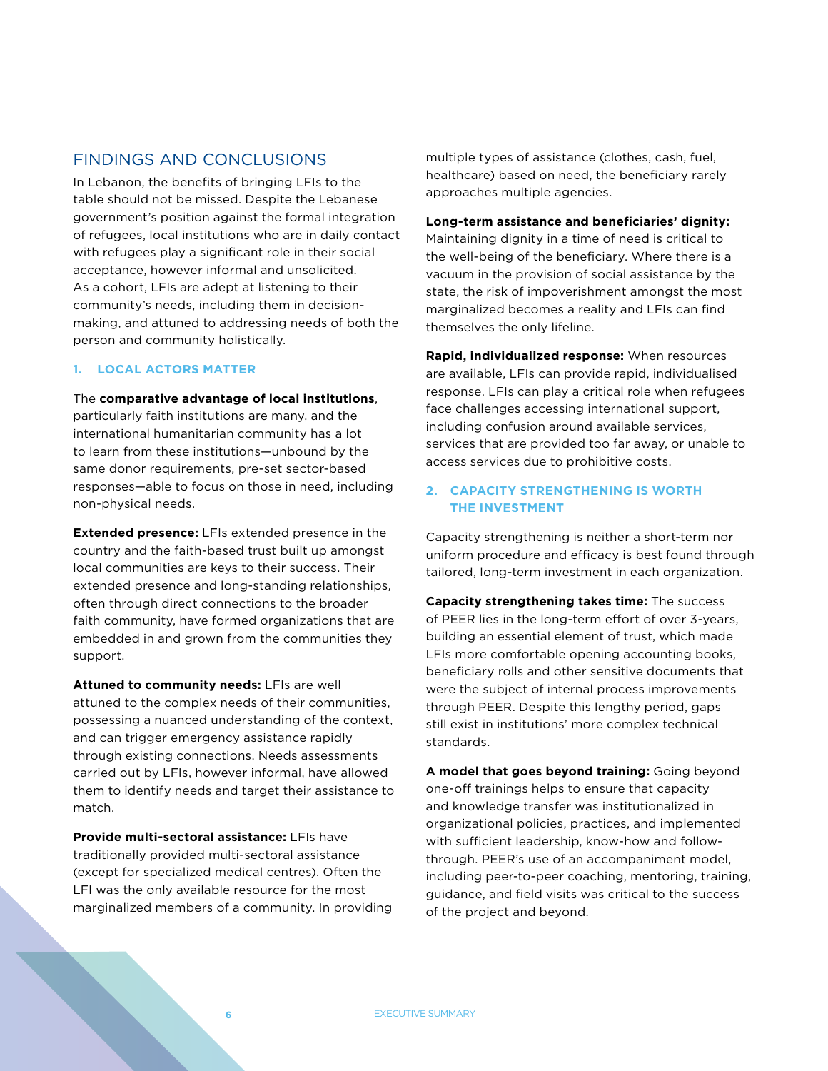## FINDINGS AND CONCLUSIONS

In Lebanon, the benefits of bringing LFIs to the table should not be missed. Despite the Lebanese government's position against the formal integration of refugees, local institutions who are in daily contact with refugees play a significant role in their social acceptance, however informal and unsolicited. As a cohort, LFIs are adept at listening to their community's needs, including them in decision-making, and attuned to addressing needs of both the person and community holistically.

### 1. LOCAL ACTORS MATTER

The **comparative advantage of local institutions**, particularly faith institutions are many, and the international humanitarian community has a lot to learn from these institutions—unbound by the same donor requirements, pre-set sector-based responses—able to focus on those in need, including non-physical needs.

**Extended presence:** LFIs extended presence in the country and the faith-based trust built up amongst local communities are keys to their success. Their extended presence and long-standing relationships, often through direct connections to the broader faith community, have formed organizations that are embedded in and grown from the communities they support.

**Attuned to community needs:** LFIs are well attuned to the complex needs of their communities, possessing a nuanced understanding of the context, and can trigger emergency assistance rapidly through existing connections. Needs assessments carried out by LFIs, however informal, have allowed them to identify needs and target their assistance to match.

**Provide multi-sectoral assistance:** LFIs have traditionally provided multi-sectoral assistance (except for specialized medical centres). Often the LFI was the only available resource for the most marginalized members of a community. In providing multiple types of assistance (clothes, cash, fuel, healthcare) based on need, the beneficiary rarely approaches multiple agencies.

**Long-term assistance and beneficiaries' dignity:** Maintaining dignity in a time of need is critical to the well-being of the beneficiary. Where there is a vacuum in the provision of social assistance by the state, the risk of impoverishment amongst the most marginalized becomes a reality and LFIs can find themselves the only lifeline.

**Rapid, individualized response:** When resources are available, LFIs can provide rapid, individualised response. LFIs can play a critical role when refugees face challenges accessing international support, including confusion around available services, services that are provided too far away, or unable to access services due to prohibitive costs.

### 2. CAPACITY STRENGTHENING IS WORTH THE INVESTMENT

Capacity strengthening is neither a short-term nor uniform procedure and efficacy is best found through tailored, long-term investment in each organization.

**Capacity strengthening takes time:** The success of PEER lies in the long-term effort of over 3-years, building an essential element of trust, which made LFIs more comfortable opening accounting books, beneficiary rolls and other sensitive documents that were the subject of internal process improvements through PEER. Despite this lengthy period, gaps still exist in institutions' more complex technical standards.

**A model that goes beyond training:** Going beyond one-off trainings helps to ensure that capacity and knowledge transfer was institutionalized in organizational policies, practices, and implemented with sufficient leadership, know-how and follow-through. PEER's use of an accompaniment model, including peer-to-peer coaching, mentoring, training, guidance, and field visits was critical to the success of the project and beyond.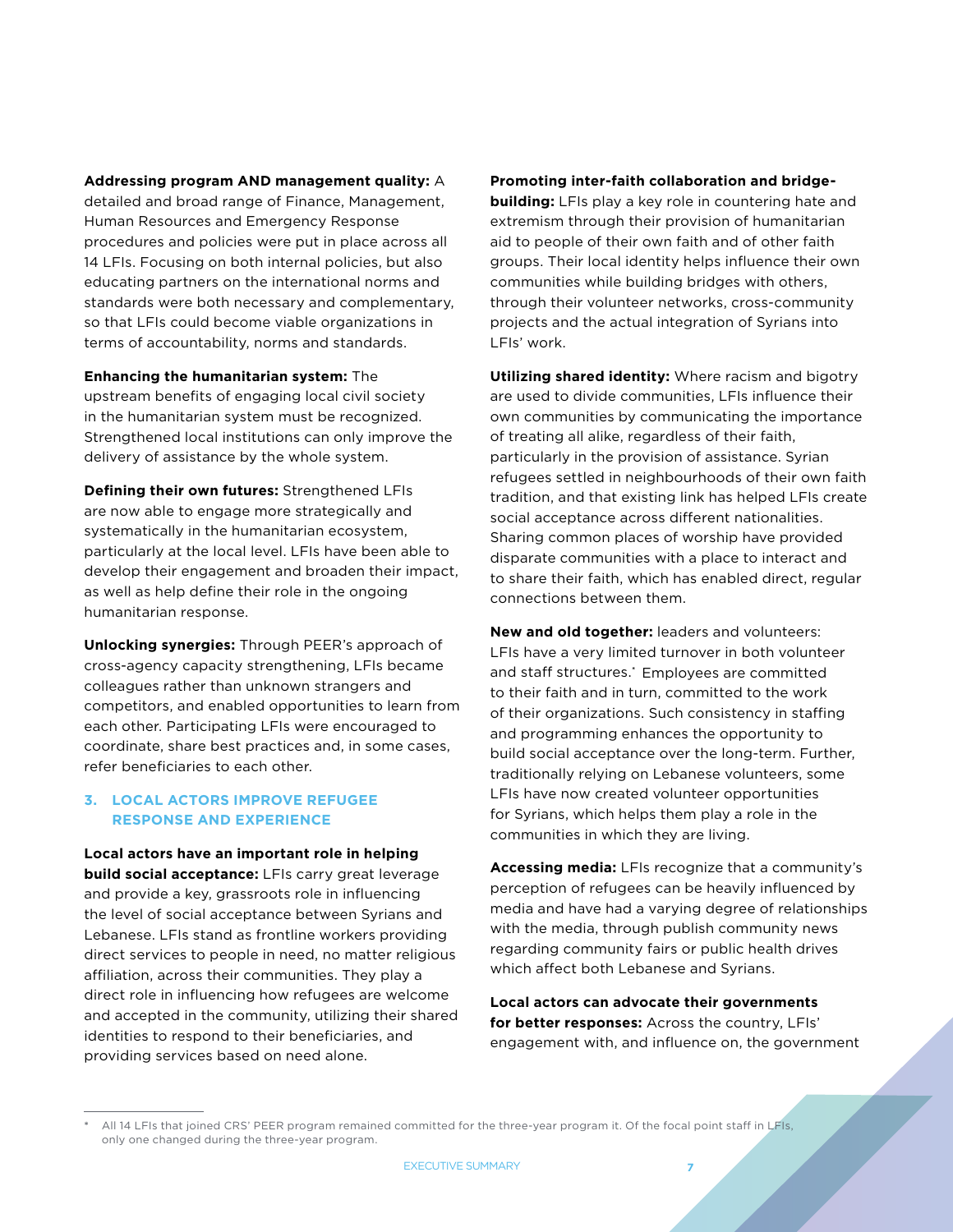**Addressing program AND management quality:** A detailed and broad range of Finance, Management, Human Resources and Emergency Response procedures and policies were put in place across all 14 LFIs. Focusing on both internal policies, but also educating partners on the international norms and standards were both necessary and complementary, so that LFIs could become viable organizations in terms of accountability, norms and standards.

**Enhancing the humanitarian system:** The upstream benefits of engaging local civil society in the humanitarian system must be recognized. Strengthened local institutions can only improve the delivery of assistance by the whole system.

**Defining their own futures:** Strengthened LFIs are now able to engage more strategically and systematically in the humanitarian ecosystem, particularly at the local level. LFIs have been able to develop their engagement and broaden their impact, as well as help define their role in the ongoing humanitarian response.

**Unlocking synergies:** Through PEER's approach of cross-agency capacity strengthening, LFIs became colleagues rather than unknown strangers and competitors, and enabled opportunities to learn from each other. Participating LFIs were encouraged to coordinate, share best practices and, in some cases, refer beneficiaries to each other.

### 3. LOCAL ACTORS IMPROVE REFUGEE RESPONSE AND EXPERIENCE

**Local actors have an important role in helping build social acceptance:** LFIs carry great leverage and provide a key, grassroots role in influencing the level of social acceptance between Syrians and Lebanese. LFIs stand as frontline workers providing direct services to people in need, no matter religious affiliation, across their communities. They play a direct role in influencing how refugees are welcome and accepted in the community, utilizing their shared identities to respond to their beneficiaries, and providing services based on need alone.

**Promoting inter-faith collaboration and bridge-building:** LFIs play a key role in countering hate and extremism through their provision of humanitarian aid to people of their own faith and of other faith groups. Their local identity helps influence their own communities while building bridges with others, through their volunteer networks, cross-community projects and the actual integration of Syrians into LFIs' work.

**Utilizing shared identity:** Where racism and bigotry are used to divide communities, LFIs influence their own communities by communicating the importance of treating all alike, regardless of their faith, particularly in the provision of assistance. Syrian refugees settled in neighbourhoods of their own faith tradition, and that existing link has helped LFIs create social acceptance across different nationalities. Sharing common places of worship have provided disparate communities with a place to interact and to share their faith, which has enabled direct, regular connections between them.

**New and old together:** leaders and volunteers: LFIs have a very limited turnover in both volunteer and staff structures.* Employees are committed to their faith and in turn, committed to the work of their organizations. Such consistency in staffing and programming enhances the opportunity to build social acceptance over the long-term. Further, traditionally relying on Lebanese volunteers, some LFIs have now created volunteer opportunities for Syrians, which helps them play a role in the communities in which they are living.

**Accessing media:** LFIs recognize that a community's perception of refugees can be heavily influenced by media and have had a varying degree of relationships with the media, through publish community news regarding community fairs or public health drives which affect both Lebanese and Syrians.

**Local actors can advocate their governments for better responses:** Across the country, LFIs' engagement with, and influence on, the government

---

* All 14 LFIs that joined CRS' PEER program remained committed for the three-year program it. Of the focal point staff in LFIs, only one changed during the three-year program.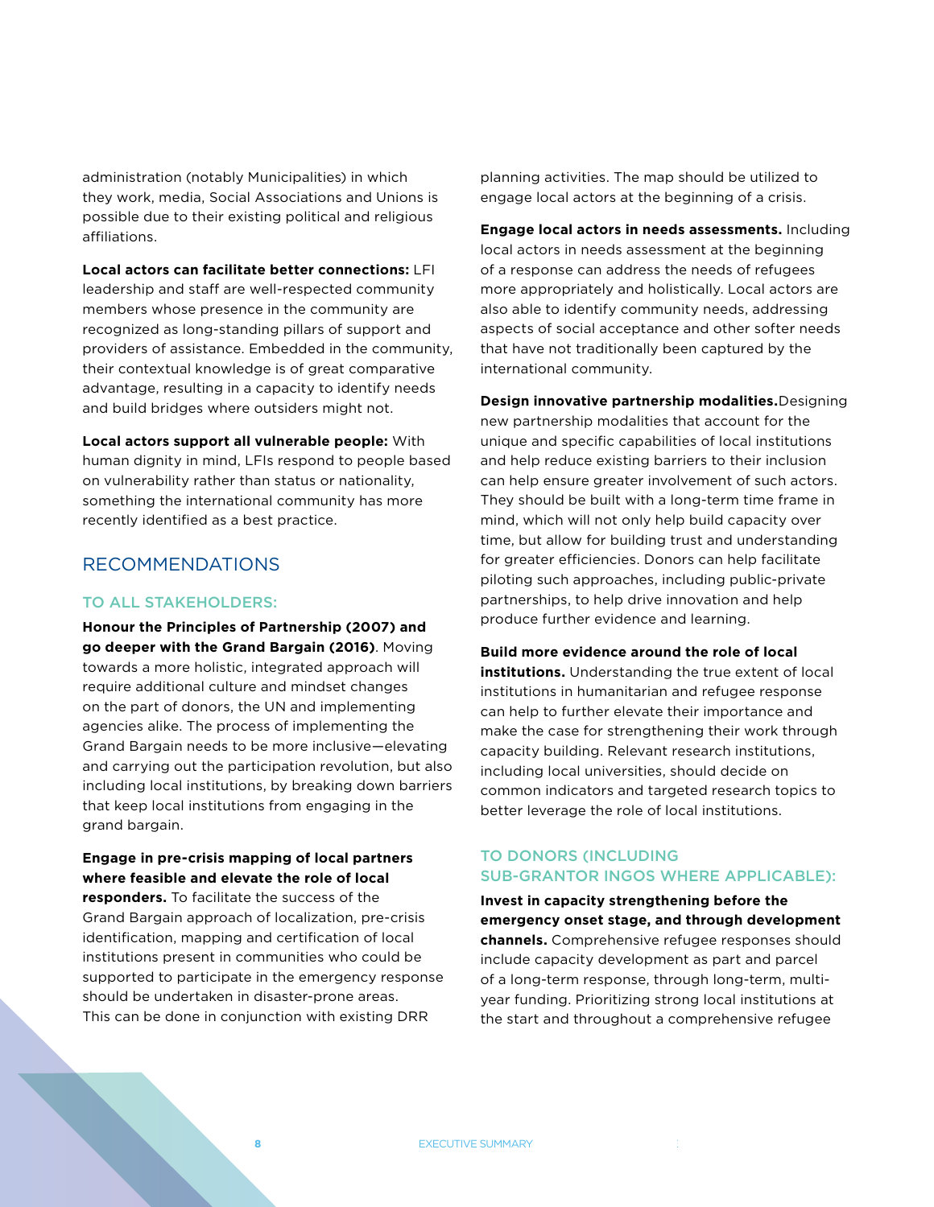administration (notably Municipalities) in which they work, media, Social Associations and Unions is possible due to their existing political and religious affiliations.

**Local actors can facilitate better connections:** LFI leadership and staff are well-respected community members whose presence in the community are recognized as long-standing pillars of support and providers of assistance. Embedded in the community, their contextual knowledge is of great comparative advantage, resulting in a capacity to identify needs and build bridges where outsiders might not.

**Local actors support all vulnerable people:** With human dignity in mind, LFIs respond to people based on vulnerability rather than status or nationality, something the international community has more recently identified as a best practice.

## RECOMMENDATIONS

### TO ALL STAKEHOLDERS:

**Honour the Principles of Partnership (2007) and go deeper with the Grand Bargain (2016)**. Moving towards a more holistic, integrated approach will require additional culture and mindset changes on the part of donors, the UN and implementing agencies alike. The process of implementing the Grand Bargain needs to be more inclusive—elevating and carrying out the participation revolution, but also including local institutions, by breaking down barriers that keep local institutions from engaging in the grand bargain.

**Engage in pre-crisis mapping of local partners where feasible and elevate the role of local responders.** To facilitate the success of the Grand Bargain approach of localization, pre-crisis identification, mapping and certification of local institutions present in communities who could be supported to participate in the emergency response should be undertaken in disaster-prone areas. This can be done in conjunction with existing DRR planning activities. The map should be utilized to engage local actors at the beginning of a crisis.

**Engage local actors in needs assessments.** Including local actors in needs assessment at the beginning of a response can address the needs of refugees more appropriately and holistically. Local actors are also able to identify community needs, addressing aspects of social acceptance and other softer needs that have not traditionally been captured by the international community.

**Design innovative partnership modalities.**Designing new partnership modalities that account for the unique and specific capabilities of local institutions and help reduce existing barriers to their inclusion can help ensure greater involvement of such actors. They should be built with a long-term time frame in mind, which will not only help build capacity over time, but allow for building trust and understanding for greater efficiencies. Donors can help facilitate piloting such approaches, including public-private partnerships, to help drive innovation and help produce further evidence and learning.

**Build more evidence around the role of local institutions.** Understanding the true extent of local institutions in humanitarian and refugee response can help to further elevate their importance and make the case for strengthening their work through capacity building. Relevant research institutions, including local universities, should decide on common indicators and targeted research topics to better leverage the role of local institutions.

### TO DONORS (INCLUDING SUB-GRANTOR INGOS WHERE APPLICABLE):

**Invest in capacity strengthening before the emergency onset stage, and through development channels.** Comprehensive refugee responses should include capacity development as part and parcel of a long-term response, through long-term, multi-year funding. Prioritizing strong local institutions at the start and throughout a comprehensive refugee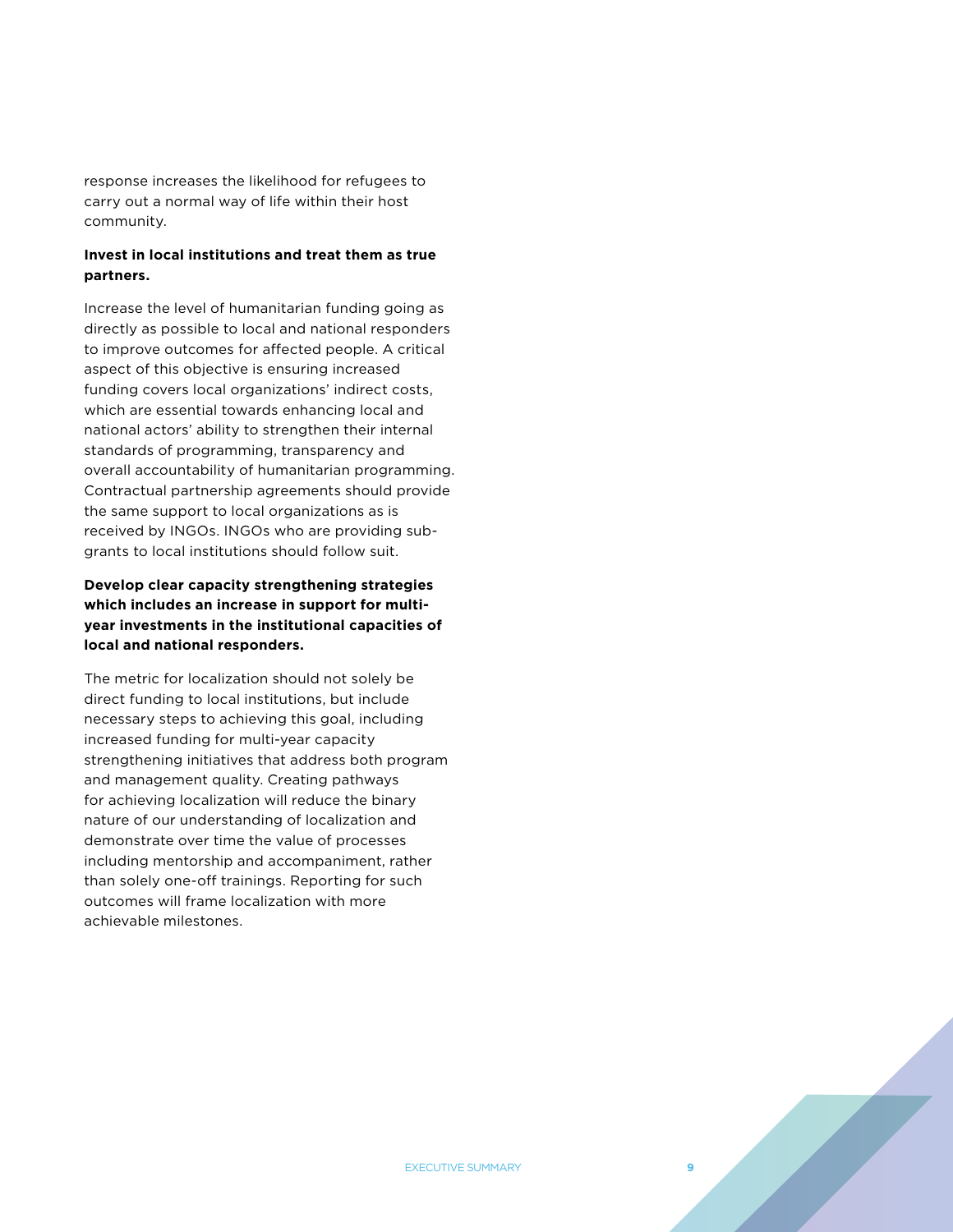response increases the likelihood for refugees to carry out a normal way of life within their host community.

**Invest in local institutions and treat them as true partners.**

Increase the level of humanitarian funding going as directly as possible to local and national responders to improve outcomes for affected people. A critical aspect of this objective is ensuring increased funding covers local organizations' indirect costs, which are essential towards enhancing local and national actors' ability to strengthen their internal standards of programming, transparency and overall accountability of humanitarian programming. Contractual partnership agreements should provide the same support to local organizations as is received by INGOs. INGOs who are providing sub-grants to local institutions should follow suit.

**Develop clear capacity strengthening strategies which includes an increase in support for multi-year investments in the institutional capacities of local and national responders.**

The metric for localization should not solely be direct funding to local institutions, but include necessary steps to achieving this goal, including increased funding for multi-year capacity strengthening initiatives that address both program and management quality. Creating pathways for achieving localization will reduce the binary nature of our understanding of localization and demonstrate over time the value of processes including mentorship and accompaniment, rather than solely one-off trainings. Reporting for such outcomes will frame localization with more achievable milestones.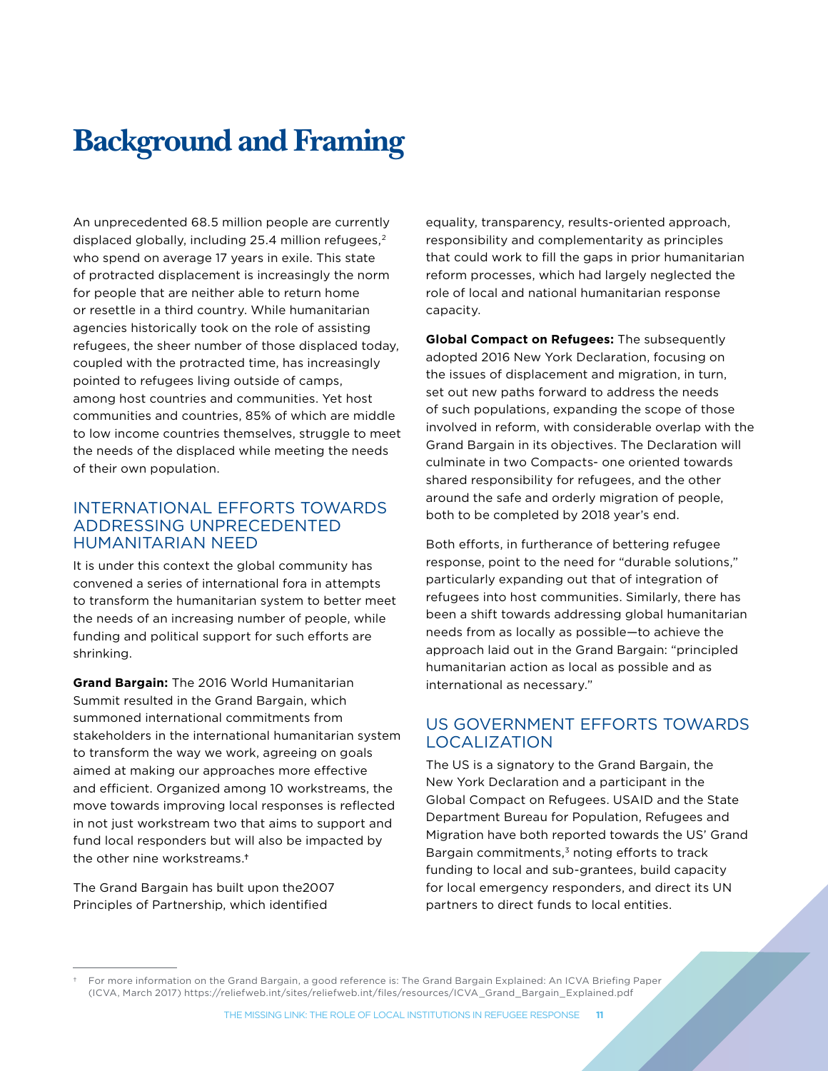# Background and Framing

An unprecedented 68.5 million people are currently displaced globally, including 25.4 million refugees,[2] who spend on average 17 years in exile. This state of protracted displacement is increasingly the norm for people that are neither able to return home or resettle in a third country. While humanitarian agencies historically took on the role of assisting refugees, the sheer number of those displaced today, coupled with the protracted time, has increasingly pointed to refugees living outside of camps, among host countries and communities. Yet host communities and countries, 85% of which are middle to low income countries themselves, struggle to meet the needs of the displaced while meeting the needs of their own population.

## INTERNATIONAL EFFORTS TOWARDS ADDRESSING UNPRECEDENTED HUMANITARIAN NEED

It is under this context the global community has convened a series of international fora in attempts to transform the humanitarian system to better meet the needs of an increasing number of people, while funding and political support for such efforts are shrinking.

**Grand Bargain:** The 2016 World Humanitarian Summit resulted in the Grand Bargain, which summoned international commitments from stakeholders in the international humanitarian system to transform the way we work, agreeing on goals aimed at making our approaches more effective and efficient. Organized among 10 workstreams, the move towards improving local responses is reflected in not just workstream two that aims to support and fund local responders but will also be impacted by the other nine workstreams.[†]

The Grand Bargain has built upon the2007 Principles of Partnership, which identified equality, transparency, results-oriented approach, responsibility and complementarity as principles that could work to fill the gaps in prior humanitarian reform processes, which had largely neglected the role of local and national humanitarian response capacity.

**Global Compact on Refugees:** The subsequently adopted 2016 New York Declaration, focusing on the issues of displacement and migration, in turn, set out new paths forward to address the needs of such populations, expanding the scope of those involved in reform, with considerable overlap with the Grand Bargain in its objectives. The Declaration will culminate in two Compacts- one oriented towards shared responsibility for refugees, and the other around the safe and orderly migration of people, both to be completed by 2018 year's end.

Both efforts, in furtherance of bettering refugee response, point to the need for "durable solutions," particularly expanding out that of integration of refugees into host communities. Similarly, there has been a shift towards addressing global humanitarian needs from as locally as possible—to achieve the approach laid out in the Grand Bargain: "principled humanitarian action as local as possible and as international as necessary."

## US GOVERNMENT EFFORTS TOWARDS LOCALIZATION

The US is a signatory to the Grand Bargain, the New York Declaration and a participant in the Global Compact on Refugees. USAID and the State Department Bureau for Population, Refugees and Migration have both reported towards the US' Grand Bargain commitments,[3] noting efforts to track funding to local and sub-grantees, build capacity for local emergency responders, and direct its UN partners to direct funds to local entities.

---

[†] For more information on the Grand Bargain, a good reference is: The Grand Bargain Explained: An ICVA Briefing Paper (ICVA, March 2017) https://reliefweb.int/sites/reliefweb.int/files/resources/ICVA_Grand_Bargain_Explained.pdf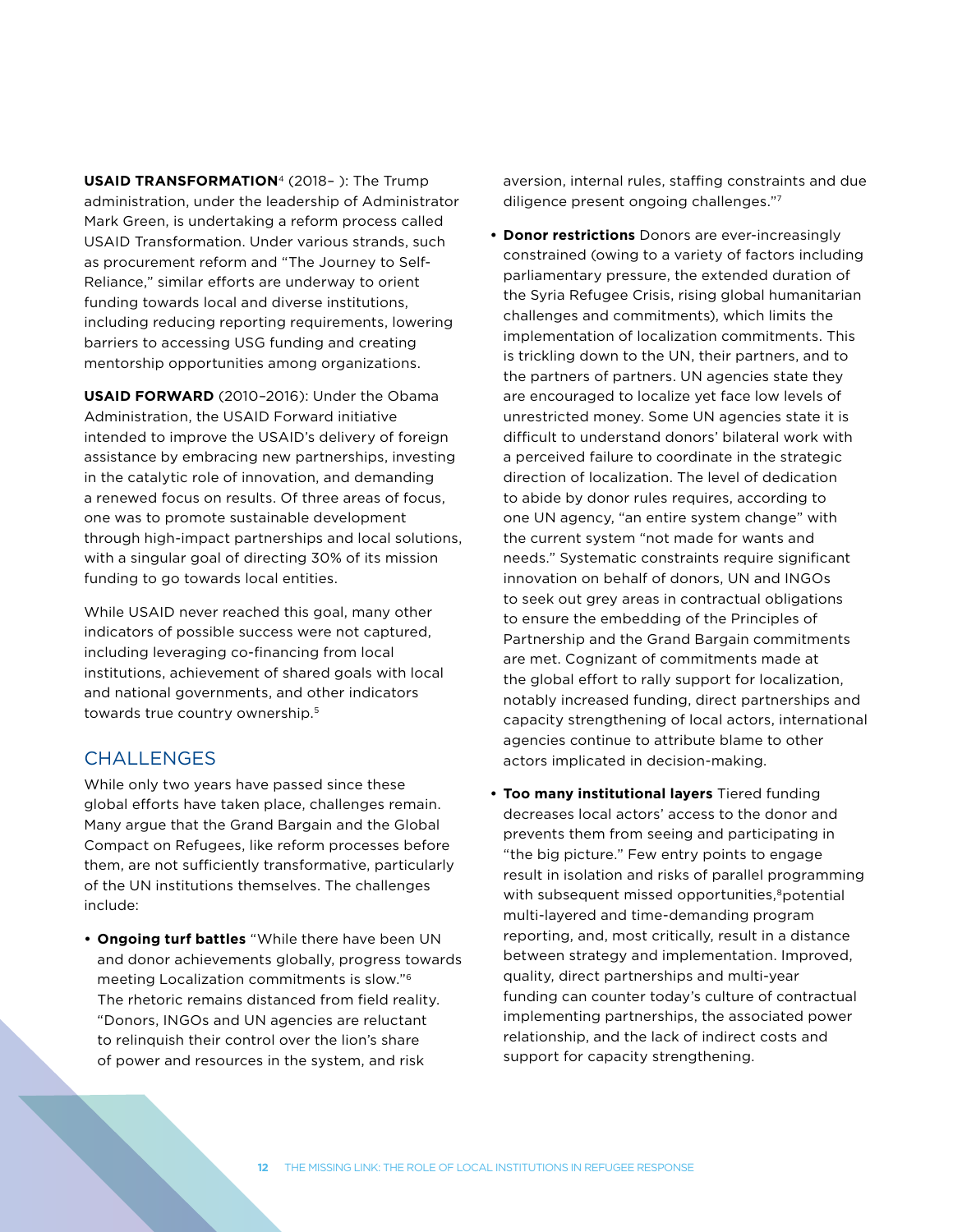**USAID TRANSFORMATION**[4] (2018– ): The Trump administration, under the leadership of Administrator Mark Green, is undertaking a reform process called USAID Transformation. Under various strands, such as procurement reform and "The Journey to Self-Reliance," similar efforts are underway to orient funding towards local and diverse institutions, including reducing reporting requirements, lowering barriers to accessing USG funding and creating mentorship opportunities among organizations.

**USAID FORWARD** (2010–2016): Under the Obama Administration, the USAID Forward initiative intended to improve the USAID's delivery of foreign assistance by embracing new partnerships, investing in the catalytic role of innovation, and demanding a renewed focus on results. Of three areas of focus, one was to promote sustainable development through high-impact partnerships and local solutions, with a singular goal of directing 30% of its mission funding to go towards local entities.

While USAID never reached this goal, many other indicators of possible success were not captured, including leveraging co-financing from local institutions, achievement of shared goals with local and national governments, and other indicators towards true country ownership.[5]

## CHALLENGES

While only two years have passed since these global efforts have taken place, challenges remain. Many argue that the Grand Bargain and the Global Compact on Refugees, like reform processes before them, are not sufficiently transformative, particularly of the UN institutions themselves. The challenges include:

- **Ongoing turf battles** "While there have been UN and donor achievements globally, progress towards meeting Localization commitments is slow."[6] The rhetoric remains distanced from field reality. "Donors, INGOs and UN agencies are reluctant to relinquish their control over the lion's share of power and resources in the system, and risk aversion, internal rules, staffing constraints and due diligence present ongoing challenges."[7]

- **Donor restrictions** Donors are ever-increasingly constrained (owing to a variety of factors including parliamentary pressure, the extended duration of the Syria Refugee Crisis, rising global humanitarian challenges and commitments), which limits the implementation of localization commitments. This is trickling down to the UN, their partners, and to the partners of partners. UN agencies state they are encouraged to localize yet face low levels of unrestricted money. Some UN agencies state it is difficult to understand donors' bilateral work with a perceived failure to coordinate in the strategic direction of localization. The level of dedication to abide by donor rules requires, according to one UN agency, "an entire system change" with the current system "not made for wants and needs." Systematic constraints require significant innovation on behalf of donors, UN and INGOs to seek out grey areas in contractual obligations to ensure the embedding of the Principles of Partnership and the Grand Bargain commitments are met. Cognizant of commitments made at the global effort to rally support for localization, notably increased funding, direct partnerships and capacity strengthening of local actors, international agencies continue to attribute blame to other actors implicated in decision-making.

- **Too many institutional layers** Tiered funding decreases local actors' access to the donor and prevents them from seeing and participating in "the big picture." Few entry points to engage result in isolation and risks of parallel programming with subsequent missed opportunities,[8] potential multi-layered and time-demanding program reporting, and, most critically, result in a distance between strategy and implementation. Improved, quality, direct partnerships and multi-year funding can counter today's culture of contractual implementing partnerships, the associated power relationship, and the lack of indirect costs and support for capacity strengthening.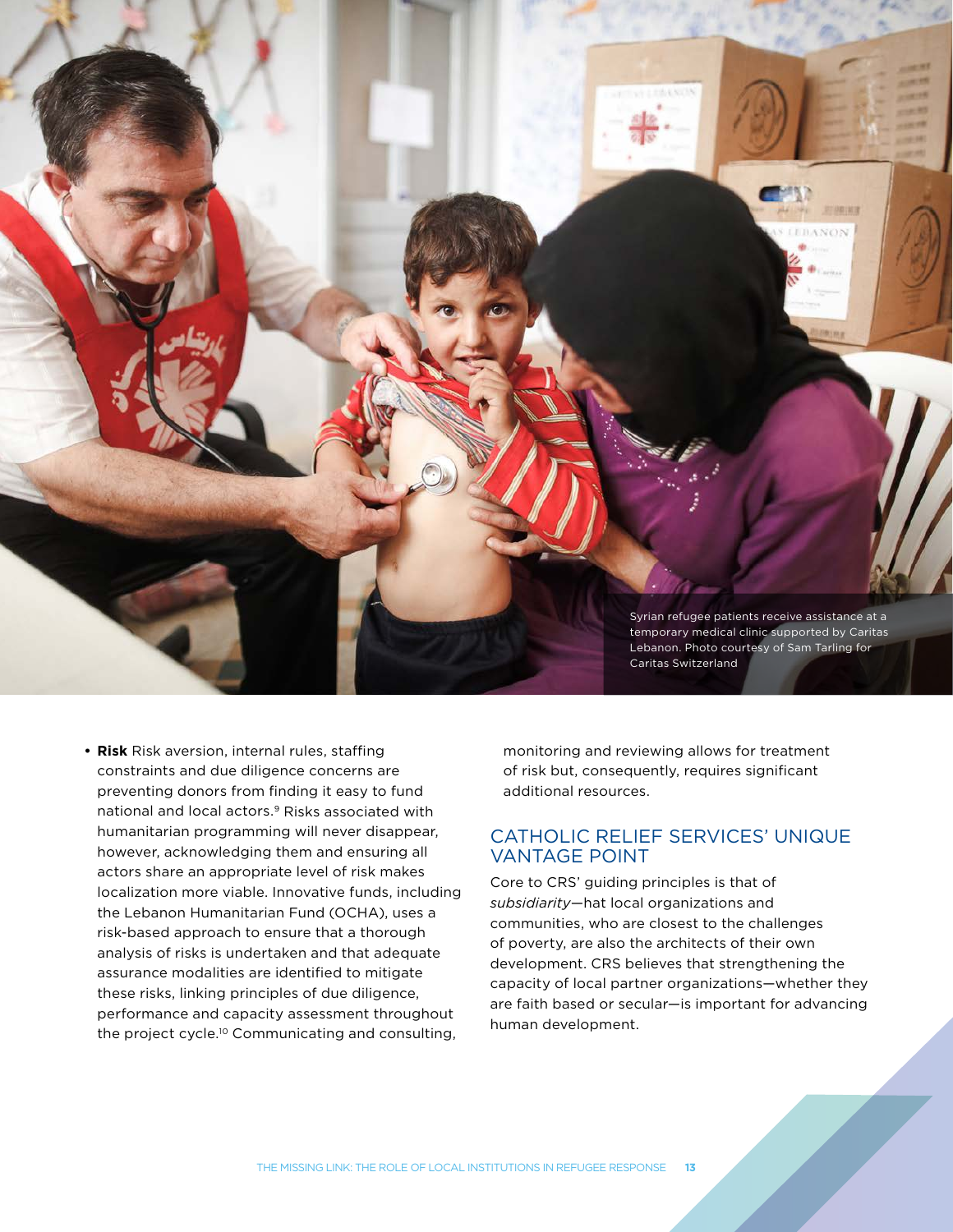Syrian refugee patients receive assistance at a temporary medical clinic supported by Caritas Lebanon. Photo courtesy of Sam Tarling for Caritas Switzerland

- **Risk** Risk aversion, internal rules, staffing constraints and due diligence concerns are preventing donors from finding it easy to fund national and local actors.[9] Risks associated with humanitarian programming will never disappear, however, acknowledging them and ensuring all actors share an appropriate level of risk makes localization more viable. Innovative funds, including the Lebanon Humanitarian Fund (OCHA), uses a risk-based approach to ensure that a thorough analysis of risks is undertaken and that adequate assurance modalities are identified to mitigate these risks, linking principles of due diligence, performance and capacity assessment throughout the project cycle.[10] Communicating and consulting, monitoring and reviewing allows for treatment of risk but, consequently, requires significant additional resources.

## CATHOLIC RELIEF SERVICES' UNIQUE VANTAGE POINT

Core to CRS' guiding principles is that of *subsidiarity*—hat local organizations and communities, who are closest to the challenges of poverty, are also the architects of their own development. CRS believes that strengthening the capacity of local partner organizations—whether they are faith based or secular—is important for advancing human development.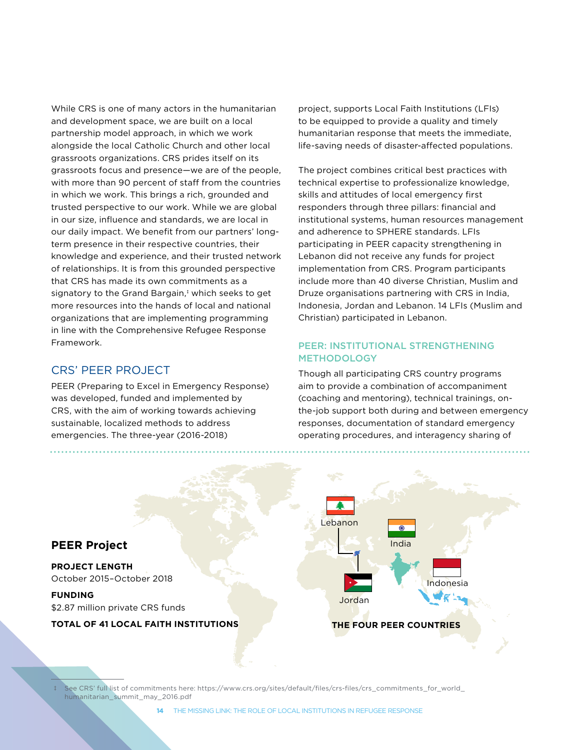While CRS is one of many actors in the humanitarian and development space, we are built on a local partnership model approach, in which we work alongside the local Catholic Church and other local grassroots organizations. CRS prides itself on its grassroots focus and presence—we are of the people, with more than 90 percent of staff from the countries in which we work. This brings a rich, grounded and trusted perspective to our work. While we are global in our size, influence and standards, we are local in our daily impact. We benefit from our partners' long-term presence in their respective countries, their knowledge and experience, and their trusted network of relationships. It is from this grounded perspective that CRS has made its own commitments as a signatory to the Grand Bargain,[‡] which seeks to get more resources into the hands of local and national organizations that are implementing programming in line with the Comprehensive Refugee Response Framework.

## CRS' PEER PROJECT

PEER (Preparing to Excel in Emergency Response) was developed, funded and implemented by CRS, with the aim of working towards achieving sustainable, localized methods to address emergencies. The three-year (2016-2018) project, supports Local Faith Institutions (LFIs) to be equipped to provide a quality and timely humanitarian response that meets the immediate, life-saving needs of disaster-affected populations.

The project combines critical best practices with technical expertise to professionalize knowledge, skills and attitudes of local emergency first responders through three pillars: financial and institutional systems, human resources management and adherence to SPHERE standards. LFIs participating in PEER capacity strengthening in Lebanon did not receive any funds for project implementation from CRS. Program participants include more than 40 diverse Christian, Muslim and Druze organisations partnering with CRS in India, Indonesia, Jordan and Lebanon. 14 LFIs (Muslim and Christian) participated in Lebanon.

### PEER: INSTITUTIONAL STRENGTHENING METHODOLOGY

Though all participating CRS country programs aim to provide a combination of accompaniment (coaching and mentoring), technical trainings, on-the-job support both during and between emergency responses, documentation of standard emergency operating procedures, and interagency sharing of

**PEER Project**

**PROJECT LENGTH**
October 2015–October 2018

**FUNDING**
$2.87 million private CRS funds

**TOTAL OF 41 LOCAL FAITH INSTITUTIONS**

Lebanon

India

Indonesia

Jordan

**THE FOUR PEER COUNTRIES**

‡ See CRS' full list of commitments here: https://www.crs.org/sites/default/files/crs-files/crs_commitments_for_world_humanitarian_summit_may_2016.pdf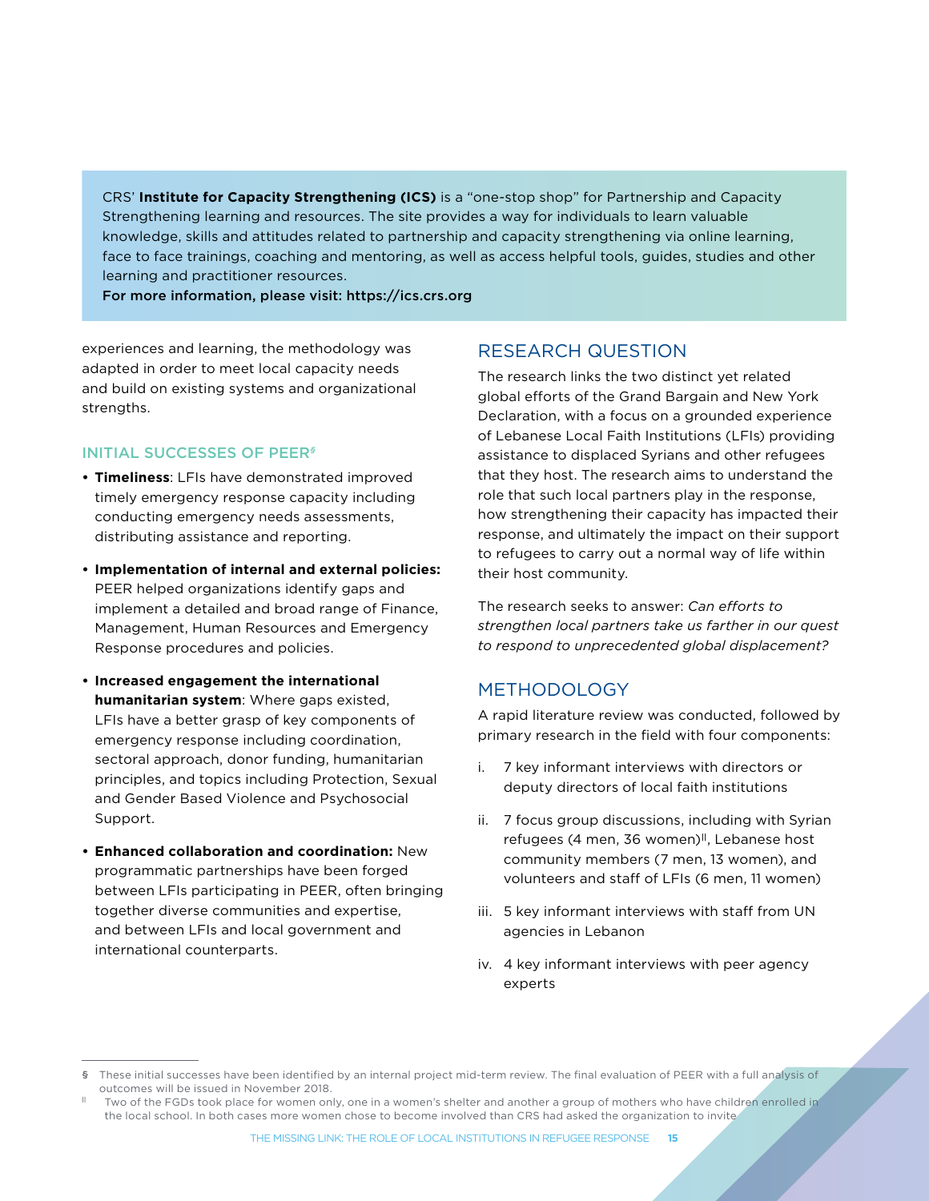CRS' **Institute for Capacity Strengthening (ICS)** is a "one-stop shop" for Partnership and Capacity Strengthening learning and resources. The site provides a way for individuals to learn valuable knowledge, skills and attitudes related to partnership and capacity strengthening via online learning, face to face trainings, coaching and mentoring, as well as access helpful tools, guides, studies and other learning and practitioner resources.
**For more information, please visit: https://ics.crs.org**

experiences and learning, the methodology was adapted in order to meet local capacity needs and build on existing systems and organizational strengths.

### INITIAL SUCCESSES OF PEER[§]

- **Timeliness**: LFIs have demonstrated improved timely emergency response capacity including conducting emergency needs assessments, distributing assistance and reporting.
- **Implementation of internal and external policies:** PEER helped organizations identify gaps and implement a detailed and broad range of Finance, Management, Human Resources and Emergency Response procedures and policies.
- **Increased engagement the international humanitarian system**: Where gaps existed, LFIs have a better grasp of key components of emergency response including coordination, sectoral approach, donor funding, humanitarian principles, and topics including Protection, Sexual and Gender Based Violence and Psychosocial Support.
- **Enhanced collaboration and coordination:** New programmatic partnerships have been forged between LFIs participating in PEER, often bringing together diverse communities and expertise, and between LFIs and local government and international counterparts.

## RESEARCH QUESTION

The research links the two distinct yet related global efforts of the Grand Bargain and New York Declaration, with a focus on a grounded experience of Lebanese Local Faith Institutions (LFIs) providing assistance to displaced Syrians and other refugees that they host. The research aims to understand the role that such local partners play in the response, how strengthening their capacity has impacted their response, and ultimately the impact on their support to refugees to carry out a normal way of life within their host community.

The research seeks to answer: *Can efforts to strengthen local partners take us farther in our quest to respond to unprecedented global displacement?*

## METHODOLOGY

A rapid literature review was conducted, followed by primary research in the field with four components:

i. 7 key informant interviews with directors or deputy directors of local faith institutions

ii. 7 focus group discussions, including with Syrian refugees (4 men, 36 women)[||], Lebanese host community members (7 men, 13 women), and volunteers and staff of LFIs (6 men, 11 women)

iii. 5 key informant interviews with staff from UN agencies in Lebanon

iv. 4 key informant interviews with peer agency experts

---

§ These initial successes have been identified by an internal project mid-term review. The final evaluation of PEER with a full analysis of outcomes will be issued in November 2018.

|| Two of the FGDs took place for women only, one in a women's shelter and another a group of mothers who have children enrolled in the local school. In both cases more women chose to become involved than CRS had asked the organization to invite.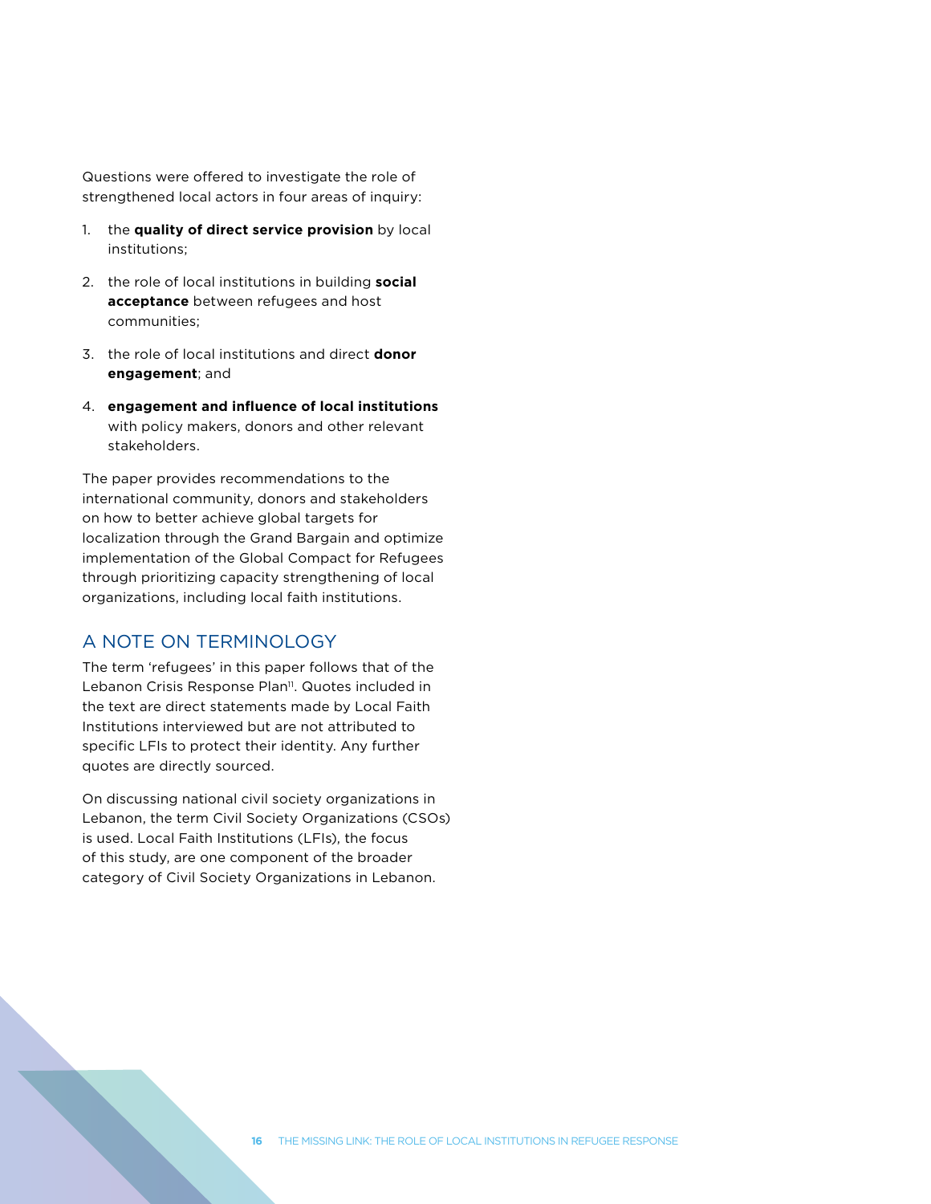Questions were offered to investigate the role of strengthened local actors in four areas of inquiry:

1. the **quality of direct service provision** by local institutions;
2. the role of local institutions in building **social acceptance** between refugees and host communities;
3. the role of local institutions and direct **donor engagement**; and
4. **engagement and influence of local institutions** with policy makers, donors and other relevant stakeholders.

The paper provides recommendations to the international community, donors and stakeholders on how to better achieve global targets for localization through the Grand Bargain and optimize implementation of the Global Compact for Refugees through prioritizing capacity strengthening of local organizations, including local faith institutions.

## A NOTE ON TERMINOLOGY

The term 'refugees' in this paper follows that of the Lebanon Crisis Response Plan[11]. Quotes included in the text are direct statements made by Local Faith Institutions interviewed but are not attributed to specific LFIs to protect their identity. Any further quotes are directly sourced.

On discussing national civil society organizations in Lebanon, the term Civil Society Organizations (CSOs) is used. Local Faith Institutions (LFIs), the focus of this study, are one component of the broader category of Civil Society Organizations in Lebanon.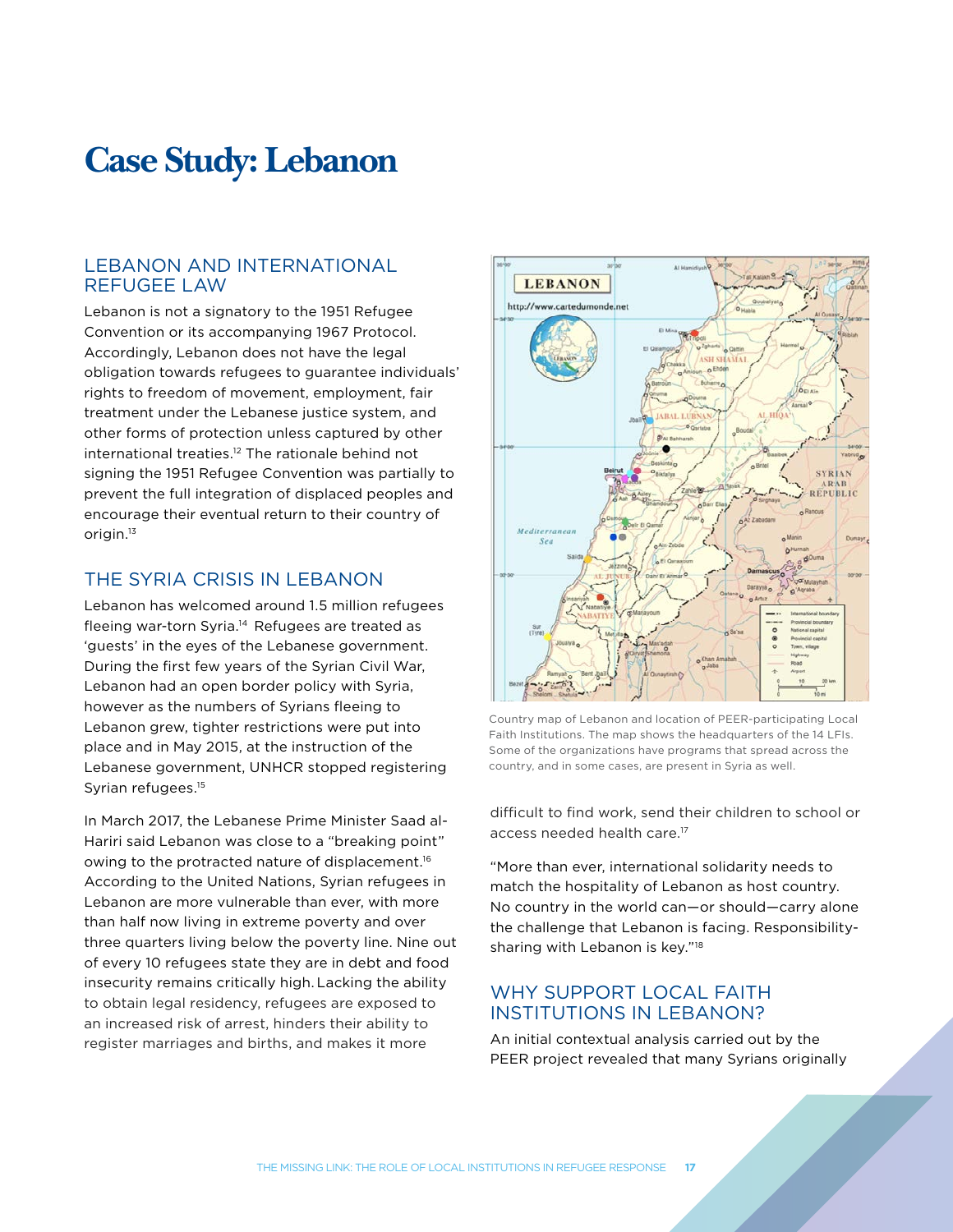# Case Study: Lebanon

## LEBANON AND INTERNATIONAL REFUGEE LAW

Lebanon is not a signatory to the 1951 Refugee Convention or its accompanying 1967 Protocol. Accordingly, Lebanon does not have the legal obligation towards refugees to guarantee individuals' rights to freedom of movement, employment, fair treatment under the Lebanese justice system, and other forms of protection unless captured by other international treaties.[12] The rationale behind not signing the 1951 Refugee Convention was partially to prevent the full integration of displaced peoples and encourage their eventual return to their country of origin.[13]

## THE SYRIA CRISIS IN LEBANON

Lebanon has welcomed around 1.5 million refugees fleeing war-torn Syria.[14] Refugees are treated as 'guests' in the eyes of the Lebanese government. During the first few years of the Syrian Civil War, Lebanon had an open border policy with Syria, however as the numbers of Syrians fleeing to Lebanon grew, tighter restrictions were put into place and in May 2015, at the instruction of the Lebanese government, UNHCR stopped registering Syrian refugees.[15]

In March 2017, the Lebanese Prime Minister Saad al-Hariri said Lebanon was close to a "breaking point" owing to the protracted nature of displacement.[16] According to the United Nations, Syrian refugees in Lebanon are more vulnerable than ever, with more than half now living in extreme poverty and over three quarters living below the poverty line. Nine out of every 10 refugees state they are in debt and food insecurity remains critically high. Lacking the ability to obtain legal residency, refugees are exposed to an increased risk of arrest, hinders their ability to register marriages and births, and makes it more difficult to find work, send their children to school or access needed health care.[17]

Country map of Lebanon and location of PEER-participating Local Faith Institutions. The map shows the headquarters of the 14 LFIs. Some of the organizations have programs that spread across the country, and in some cases, are present in Syria as well.

"More than ever, international solidarity needs to match the hospitality of Lebanon as host country. No country in the world can—or should—carry alone the challenge that Lebanon is facing. Responsibility-sharing with Lebanon is key."[18]

## WHY SUPPORT LOCAL FAITH INSTITUTIONS IN LEBANON?

An initial contextual analysis carried out by the PEER project revealed that many Syrians originally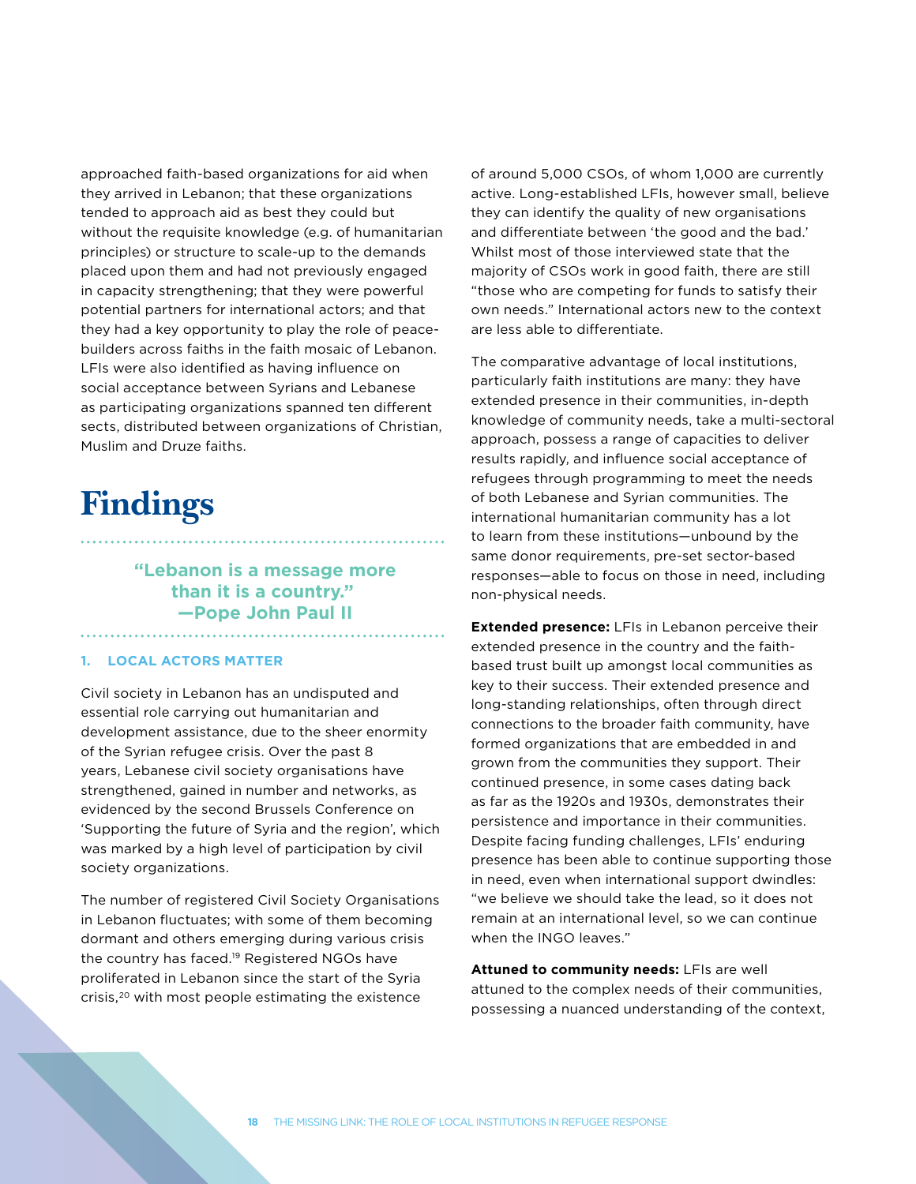approached faith-based organizations for aid when they arrived in Lebanon; that these organizations tended to approach aid as best they could but without the requisite knowledge (e.g. of humanitarian principles) or structure to scale-up to the demands placed upon them and had not previously engaged in capacity strengthening; that they were powerful potential partners for international actors; and that they had a key opportunity to play the role of peace-builders across faiths in the faith mosaic of Lebanon. LFIs were also identified as having influence on social acceptance between Syrians and Lebanese as participating organizations spanned ten different sects, distributed between organizations of Christian, Muslim and Druze faiths.

# Findings

> **"Lebanon is a message more than it is a country." —Pope John Paul II**

### 1. LOCAL ACTORS MATTER

Civil society in Lebanon has an undisputed and essential role carrying out humanitarian and development assistance, due to the sheer enormity of the Syrian refugee crisis. Over the past 8 years, Lebanese civil society organisations have strengthened, gained in number and networks, as evidenced by the second Brussels Conference on 'Supporting the future of Syria and the region', which was marked by a high level of participation by civil society organizations.

The number of registered Civil Society Organisations in Lebanon fluctuates; with some of them becoming dormant and others emerging during various crisis the country has faced.[19] Registered NGOs have proliferated in Lebanon since the start of the Syria crisis,[20] with most people estimating the existence of around 5,000 CSOs, of whom 1,000 are currently active. Long-established LFIs, however small, believe they can identify the quality of new organisations and differentiate between 'the good and the bad.' Whilst most of those interviewed state that the majority of CSOs work in good faith, there are still "those who are competing for funds to satisfy their own needs." International actors new to the context are less able to differentiate.

The comparative advantage of local institutions, particularly faith institutions are many: they have extended presence in their communities, in-depth knowledge of community needs, take a multi-sectoral approach, possess a range of capacities to deliver results rapidly, and influence social acceptance of refugees through programming to meet the needs of both Lebanese and Syrian communities. The international humanitarian community has a lot to learn from these institutions—unbound by the same donor requirements, pre-set sector-based responses—able to focus on those in need, including non-physical needs.

**Extended presence:** LFIs in Lebanon perceive their extended presence in the country and the faith-based trust built up amongst local communities as key to their success. Their extended presence and long-standing relationships, often through direct connections to the broader faith community, have formed organizations that are embedded in and grown from the communities they support. Their continued presence, in some cases dating back as far as the 1920s and 1930s, demonstrates their persistence and importance in their communities. Despite facing funding challenges, LFIs' enduring presence has been able to continue supporting those in need, even when international support dwindles: "we believe we should take the lead, so it does not remain at an international level, so we can continue when the INGO leaves."

**Attuned to community needs:** LFIs are well attuned to the complex needs of their communities, possessing a nuanced understanding of the context,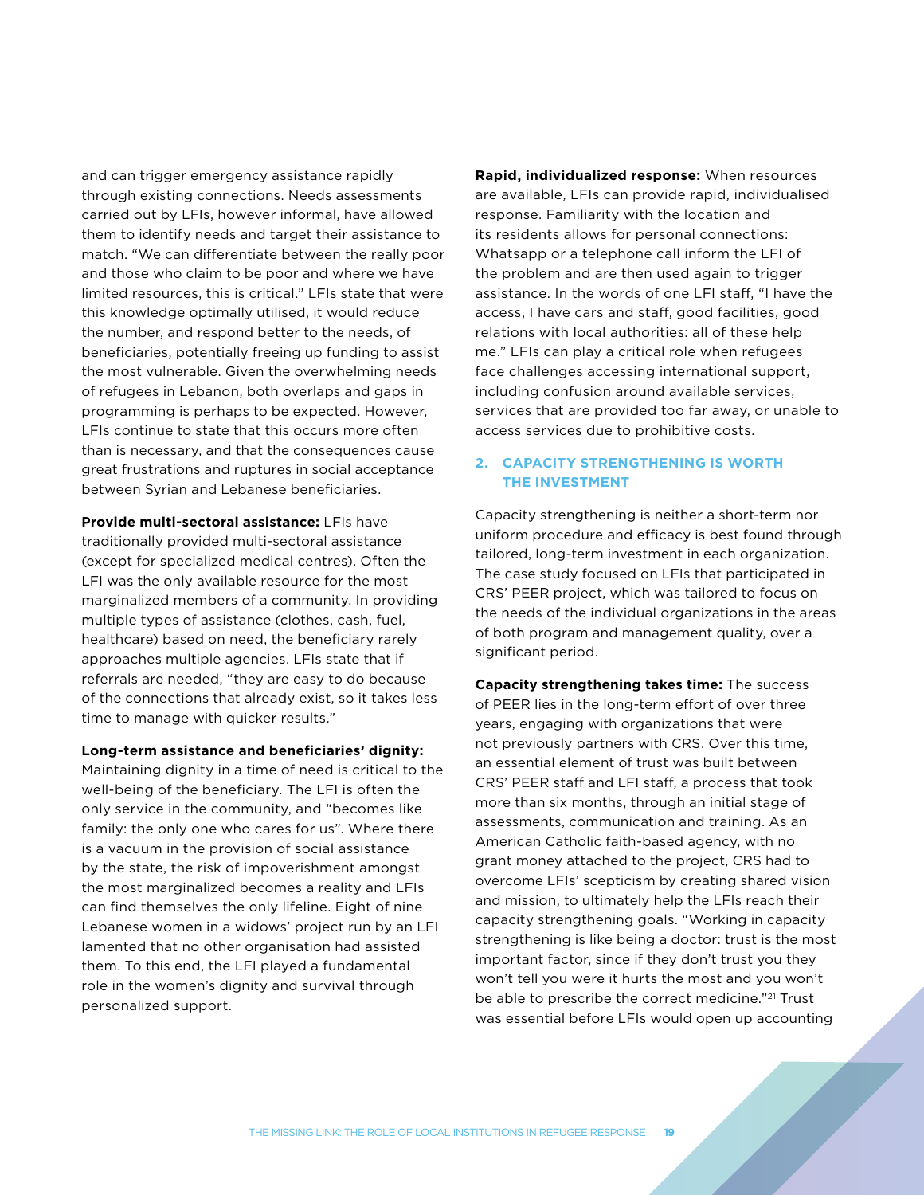and can trigger emergency assistance rapidly through existing connections. Needs assessments carried out by LFIs, however informal, have allowed them to identify needs and target their assistance to match. "We can differentiate between the really poor and those who claim to be poor and where we have limited resources, this is critical." LFIs state that were this knowledge optimally utilised, it would reduce the number, and respond better to the needs, of beneficiaries, potentially freeing up funding to assist the most vulnerable. Given the overwhelming needs of refugees in Lebanon, both overlaps and gaps in programming is perhaps to be expected. However, LFIs continue to state that this occurs more often than is necessary, and that the consequences cause great frustrations and ruptures in social acceptance between Syrian and Lebanese beneficiaries.

**Provide multi-sectoral assistance:** LFIs have traditionally provided multi-sectoral assistance (except for specialized medical centres). Often the LFI was the only available resource for the most marginalized members of a community. In providing multiple types of assistance (clothes, cash, fuel, healthcare) based on need, the beneficiary rarely approaches multiple agencies. LFIs state that if referrals are needed, "they are easy to do because of the connections that already exist, so it takes less time to manage with quicker results."

**Long-term assistance and beneficiaries' dignity:** Maintaining dignity in a time of need is critical to the well-being of the beneficiary. The LFI is often the only service in the community, and "becomes like family: the only one who cares for us". Where there is a vacuum in the provision of social assistance by the state, the risk of impoverishment amongst the most marginalized becomes a reality and LFIs can find themselves the only lifeline. Eight of nine Lebanese women in a widows' project run by an LFI lamented that no other organisation had assisted them. To this end, the LFI played a fundamental role in the women's dignity and survival through personalized support.

**Rapid, individualized response:** When resources are available, LFIs can provide rapid, individualised response. Familiarity with the location and its residents allows for personal connections: Whatsapp or a telephone call inform the LFI of the problem and are then used again to trigger assistance. In the words of one LFI staff, "I have the access, I have cars and staff, good facilities, good relations with local authorities: all of these help me." LFIs can play a critical role when refugees face challenges accessing international support, including confusion around available services, services that are provided too far away, or unable to access services due to prohibitive costs.

### 2. CAPACITY STRENGTHENING IS WORTH THE INVESTMENT

Capacity strengthening is neither a short-term nor uniform procedure and efficacy is best found through tailored, long-term investment in each organization. The case study focused on LFIs that participated in CRS' PEER project, which was tailored to focus on the needs of the individual organizations in the areas of both program and management quality, over a significant period.

**Capacity strengthening takes time:** The success of PEER lies in the long-term effort of over three years, engaging with organizations that were not previously partners with CRS. Over this time, an essential element of trust was built between CRS' PEER staff and LFI staff, a process that took more than six months, through an initial stage of assessments, communication and training. As an American Catholic faith-based agency, with no grant money attached to the project, CRS had to overcome LFIs' scepticism by creating shared vision and mission, to ultimately help the LFIs reach their capacity strengthening goals. "Working in capacity strengthening is like being a doctor: trust is the most important factor, since if they don't trust you they won't tell you were it hurts the most and you won't be able to prescribe the correct medicine."[21] Trust was essential before LFIs would open up accounting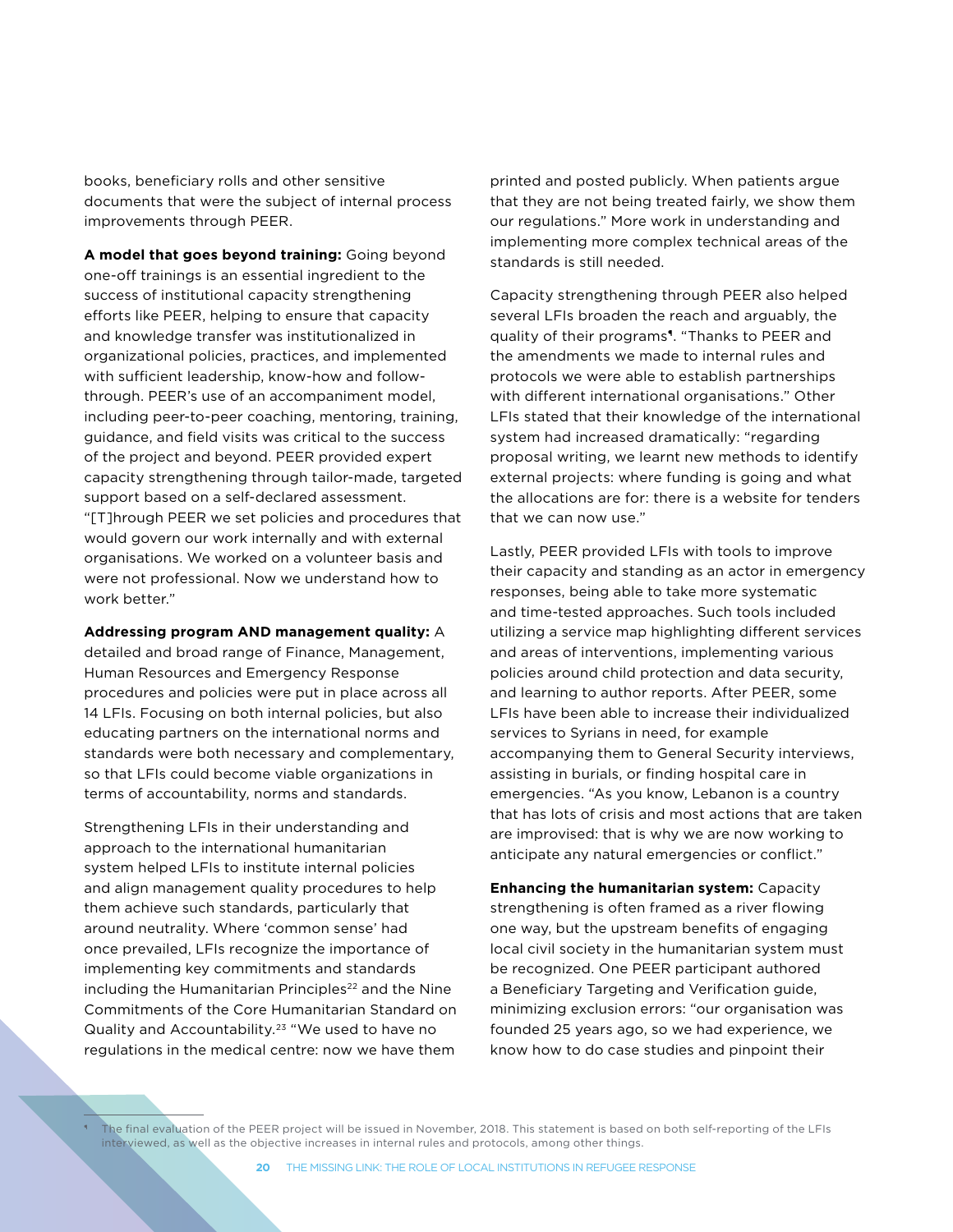books, beneficiary rolls and other sensitive documents that were the subject of internal process improvements through PEER.

**A model that goes beyond training:** Going beyond one-off trainings is an essential ingredient to the success of institutional capacity strengthening efforts like PEER, helping to ensure that capacity and knowledge transfer was institutionalized in organizational policies, practices, and implemented with sufficient leadership, know-how and follow-through. PEER's use of an accompaniment model, including peer-to-peer coaching, mentoring, training, guidance, and field visits was critical to the success of the project and beyond. PEER provided expert capacity strengthening through tailor-made, targeted support based on a self-declared assessment. "[T]hrough PEER we set policies and procedures that would govern our work internally and with external organisations. We worked on a volunteer basis and were not professional. Now we understand how to work better."

**Addressing program AND management quality:** A detailed and broad range of Finance, Management, Human Resources and Emergency Response procedures and policies were put in place across all 14 LFIs. Focusing on both internal policies, but also educating partners on the international norms and standards were both necessary and complementary, so that LFIs could become viable organizations in terms of accountability, norms and standards.

Strengthening LFIs in their understanding and approach to the international humanitarian system helped LFIs to institute internal policies and align management quality procedures to help them achieve such standards, particularly that around neutrality. Where 'common sense' had once prevailed, LFIs recognize the importance of implementing key commitments and standards including the Humanitarian Principles[22] and the Nine Commitments of the Core Humanitarian Standard on Quality and Accountability.[23] "We used to have no regulations in the medical centre: now we have them printed and posted publicly. When patients argue that they are not being treated fairly, we show them our regulations." More work in understanding and implementing more complex technical areas of the standards is still needed.

Capacity strengthening through PEER also helped several LFIs broaden the reach and arguably, the quality of their programs[¶]. "Thanks to PEER and the amendments we made to internal rules and protocols we were able to establish partnerships with different international organisations." Other LFIs stated that their knowledge of the international system had increased dramatically: "regarding proposal writing, we learnt new methods to identify external projects: where funding is going and what the allocations are for: there is a website for tenders that we can now use."

Lastly, PEER provided LFIs with tools to improve their capacity and standing as an actor in emergency responses, being able to take more systematic and time-tested approaches. Such tools included utilizing a service map highlighting different services and areas of interventions, implementing various policies around child protection and data security, and learning to author reports. After PEER, some LFIs have been able to increase their individualized services to Syrians in need, for example accompanying them to General Security interviews, assisting in burials, or finding hospital care in emergencies. "As you know, Lebanon is a country that has lots of crisis and most actions that are taken are improvised: that is why we are now working to anticipate any natural emergencies or conflict."

**Enhancing the humanitarian system:** Capacity strengthening is often framed as a river flowing one way, but the upstream benefits of engaging local civil society in the humanitarian system must be recognized. One PEER participant authored a Beneficiary Targeting and Verification guide, minimizing exclusion errors: "our organisation was founded 25 years ago, so we had experience, we know how to do case studies and pinpoint their

---

[¶] The final evaluation of the PEER project will be issued in November, 2018. This statement is based on both self-reporting of the LFIs interviewed, as well as the objective increases in internal rules and protocols, among other things.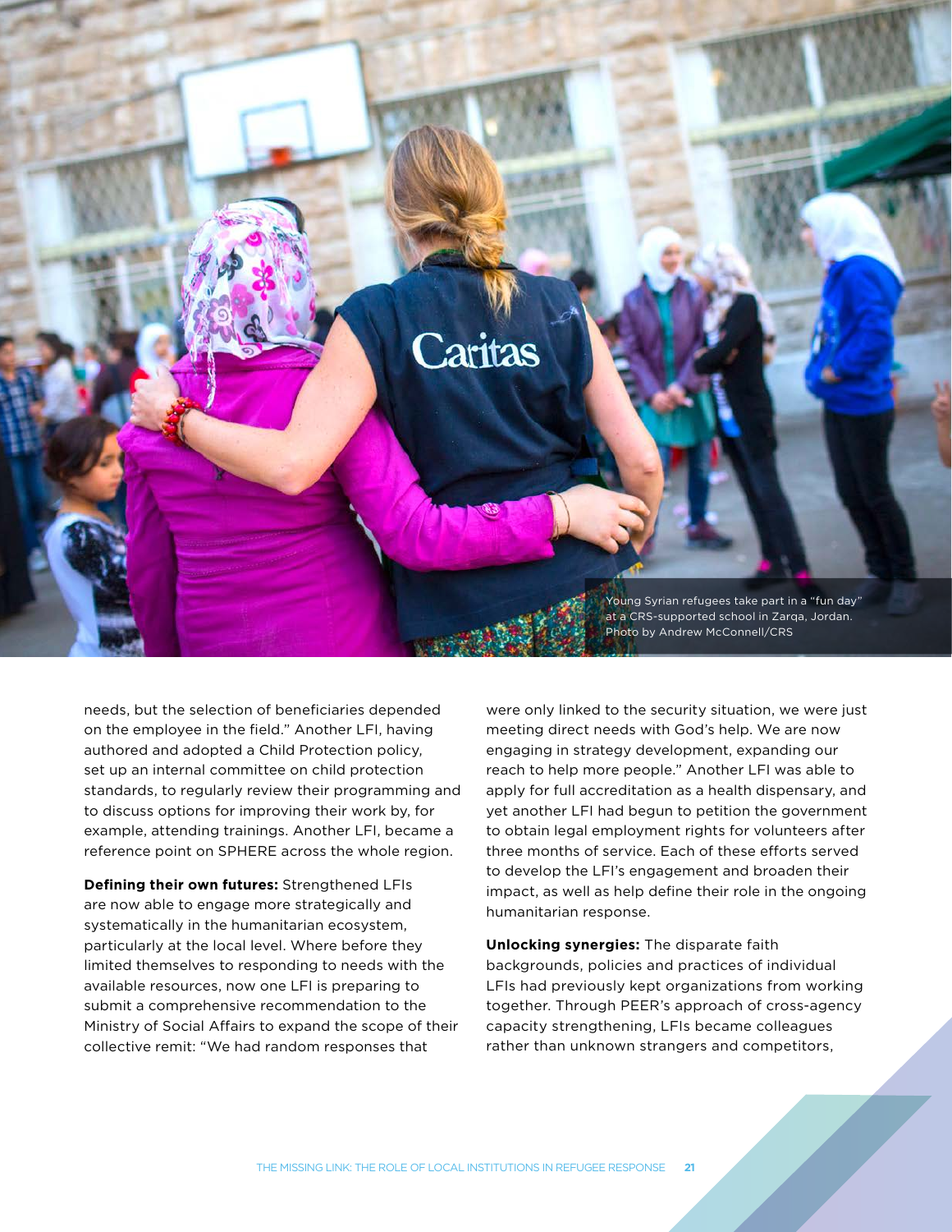Young Syrian refugees take part in a "fun day" at a CRS-supported school in Zarqa, Jordan. Photo by Andrew McConnell/CRS

needs, but the selection of beneficiaries depended on the employee in the field." Another LFI, having authored and adopted a Child Protection policy, set up an internal committee on child protection standards, to regularly review their programming and to discuss options for improving their work by, for example, attending trainings. Another LFI, became a reference point on SPHERE across the whole region.

**Defining their own futures:** Strengthened LFIs are now able to engage more strategically and systematically in the humanitarian ecosystem, particularly at the local level. Where before they limited themselves to responding to needs with the available resources, now one LFI is preparing to submit a comprehensive recommendation to the Ministry of Social Affairs to expand the scope of their collective remit: "We had random responses that were only linked to the security situation, we were just meeting direct needs with God's help. We are now engaging in strategy development, expanding our reach to help more people." Another LFI was able to apply for full accreditation as a health dispensary, and yet another LFI had begun to petition the government to obtain legal employment rights for volunteers after three months of service. Each of these efforts served to develop the LFI's engagement and broaden their impact, as well as help define their role in the ongoing humanitarian response.

**Unlocking synergies:** The disparate faith backgrounds, policies and practices of individual LFIs had previously kept organizations from working together. Through PEER's approach of cross-agency capacity strengthening, LFIs became colleagues rather than unknown strangers and competitors,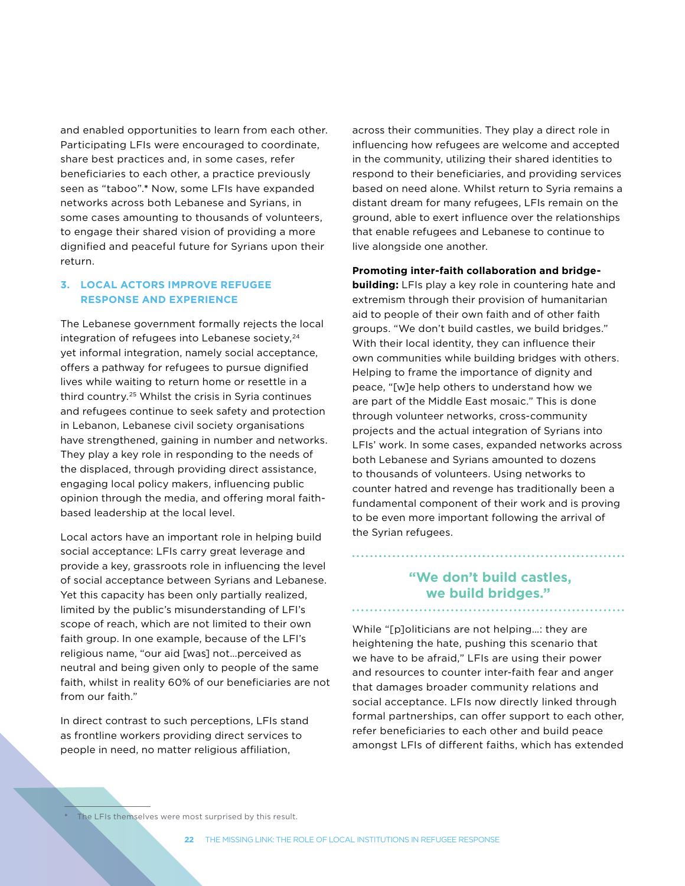and enabled opportunities to learn from each other. Participating LFIs were encouraged to coordinate, share best practices and, in some cases, refer beneficiaries to each other, a practice previously seen as "taboo".* Now, some LFIs have expanded networks across both Lebanese and Syrians, in some cases amounting to thousands of volunteers, to engage their shared vision of providing a more dignified and peaceful future for Syrians upon their return.

### 3. LOCAL ACTORS IMPROVE REFUGEE RESPONSE AND EXPERIENCE

The Lebanese government formally rejects the local integration of refugees into Lebanese society,[24] yet informal integration, namely social acceptance, offers a pathway for refugees to pursue dignified lives while waiting to return home or resettle in a third country.[25] Whilst the crisis in Syria continues and refugees continue to seek safety and protection in Lebanon, Lebanese civil society organisations have strengthened, gaining in number and networks. They play a key role in responding to the needs of the displaced, through providing direct assistance, engaging local policy makers, influencing public opinion through the media, and offering moral faith-based leadership at the local level.

Local actors have an important role in helping build social acceptance: LFIs carry great leverage and provide a key, grassroots role in influencing the level of social acceptance between Syrians and Lebanese. Yet this capacity has been only partially realized, limited by the public's misunderstanding of LFI's scope of reach, which are not limited to their own faith group. In one example, because of the LFI's religious name, "our aid [was] not…perceived as neutral and being given only to people of the same faith, whilst in reality 60% of our beneficiaries are not from our faith."

In direct contrast to such perceptions, LFIs stand as frontline workers providing direct services to people in need, no matter religious affiliation, across their communities. They play a direct role in influencing how refugees are welcome and accepted in the community, utilizing their shared identities to respond to their beneficiaries, and providing services based on need alone. Whilst return to Syria remains a distant dream for many refugees, LFIs remain on the ground, able to exert influence over the relationships that enable refugees and Lebanese to continue to live alongside one another.

**Promoting inter-faith collaboration and bridge-building:** LFIs play a key role in countering hate and extremism through their provision of humanitarian aid to people of their own faith and of other faith groups. "We don't build castles, we build bridges." With their local identity, they can influence their own communities while building bridges with others. Helping to frame the importance of dignity and peace, "[w]e help others to understand how we are part of the Middle East mosaic." This is done through volunteer networks, cross-community projects and the actual integration of Syrians into LFIs' work. In some cases, expanded networks across both Lebanese and Syrians amounted to dozens to thousands of volunteers. Using networks to counter hatred and revenge has traditionally been a fundamental component of their work and is proving to be even more important following the arrival of the Syrian refugees.

> **"We don't build castles, we build bridges."**

While "[p]oliticians are not helping…: they are heightening the hate, pushing this scenario that we have to be afraid," LFIs are using their power and resources to counter inter-faith fear and anger that damages broader community relations and social acceptance. LFIs now directly linked through formal partnerships, can offer support to each other, refer beneficiaries to each other and build peace amongst LFIs of different faiths, which has extended

* The LFIs themselves were most surprised by this result.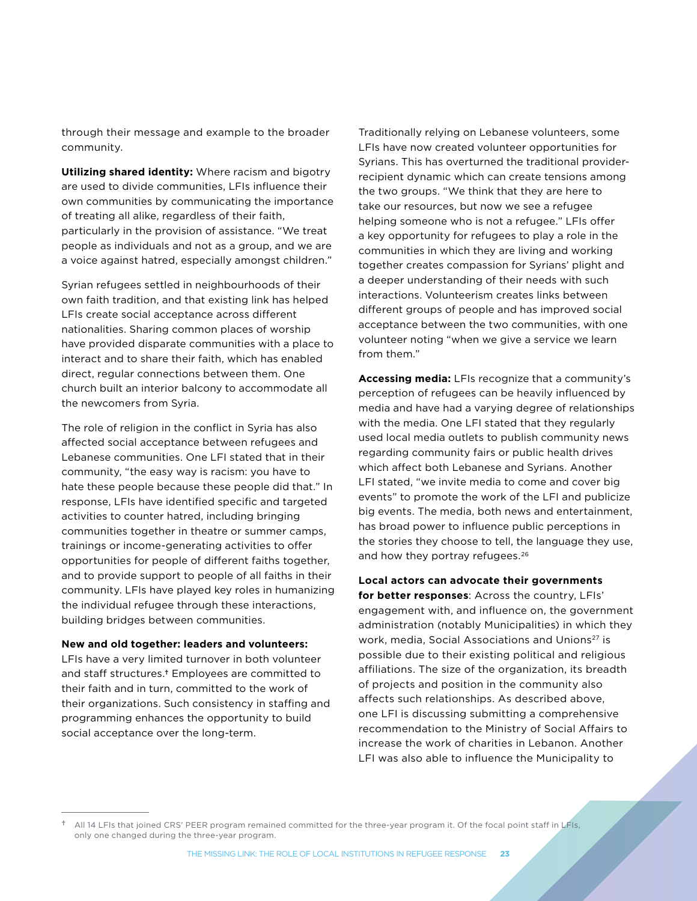through their message and example to the broader community.

**Utilizing shared identity:** Where racism and bigotry are used to divide communities, LFIs influence their own communities by communicating the importance of treating all alike, regardless of their faith, particularly in the provision of assistance. "We treat people as individuals and not as a group, and we are a voice against hatred, especially amongst children."

Syrian refugees settled in neighbourhoods of their own faith tradition, and that existing link has helped LFIs create social acceptance across different nationalities. Sharing common places of worship have provided disparate communities with a place to interact and to share their faith, which has enabled direct, regular connections between them. One church built an interior balcony to accommodate all the newcomers from Syria.

The role of religion in the conflict in Syria has also affected social acceptance between refugees and Lebanese communities. One LFI stated that in their community, "the easy way is racism: you have to hate these people because these people did that." In response, LFIs have identified specific and targeted activities to counter hatred, including bringing communities together in theatre or summer camps, trainings or income-generating activities to offer opportunities for people of different faiths together, and to provide support to people of all faiths in their community. LFIs have played key roles in humanizing the individual refugee through these interactions, building bridges between communities.

**New and old together: leaders and volunteers:** LFIs have a very limited turnover in both volunteer and staff structures.† Employees are committed to their faith and in turn, committed to the work of their organizations. Such consistency in staffing and programming enhances the opportunity to build social acceptance over the long-term.

Traditionally relying on Lebanese volunteers, some LFIs have now created volunteer opportunities for Syrians. This has overturned the traditional provider-recipient dynamic which can create tensions among the two groups. "We think that they are here to take our resources, but now we see a refugee helping someone who is not a refugee." LFIs offer a key opportunity for refugees to play a role in the communities in which they are living and working together creates compassion for Syrians' plight and a deeper understanding of their needs with such interactions. Volunteerism creates links between different groups of people and has improved social acceptance between the two communities, with one volunteer noting "when we give a service we learn from them."

**Accessing media:** LFIs recognize that a community's perception of refugees can be heavily influenced by media and have had a varying degree of relationships with the media. One LFI stated that they regularly used local media outlets to publish community news regarding community fairs or public health drives which affect both Lebanese and Syrians. Another LFI stated, "we invite media to come and cover big events" to promote the work of the LFI and publicize big events. The media, both news and entertainment, has broad power to influence public perceptions in the stories they choose to tell, the language they use, and how they portray refugees.[26]

**Local actors can advocate their governments for better responses**: Across the country, LFIs' engagement with, and influence on, the government administration (notably Municipalities) in which they work, media, Social Associations and Unions[27] is possible due to their existing political and religious affiliations. The size of the organization, its breadth of projects and position in the community also affects such relationships. As described above, one LFI is discussing submitting a comprehensive recommendation to the Ministry of Social Affairs to increase the work of charities in Lebanon. Another LFI was also able to influence the Municipality to

---

† All 14 LFIs that joined CRS' PEER program remained committed for the three-year program it. Of the focal point staff in LFIs, only one changed during the three-year program.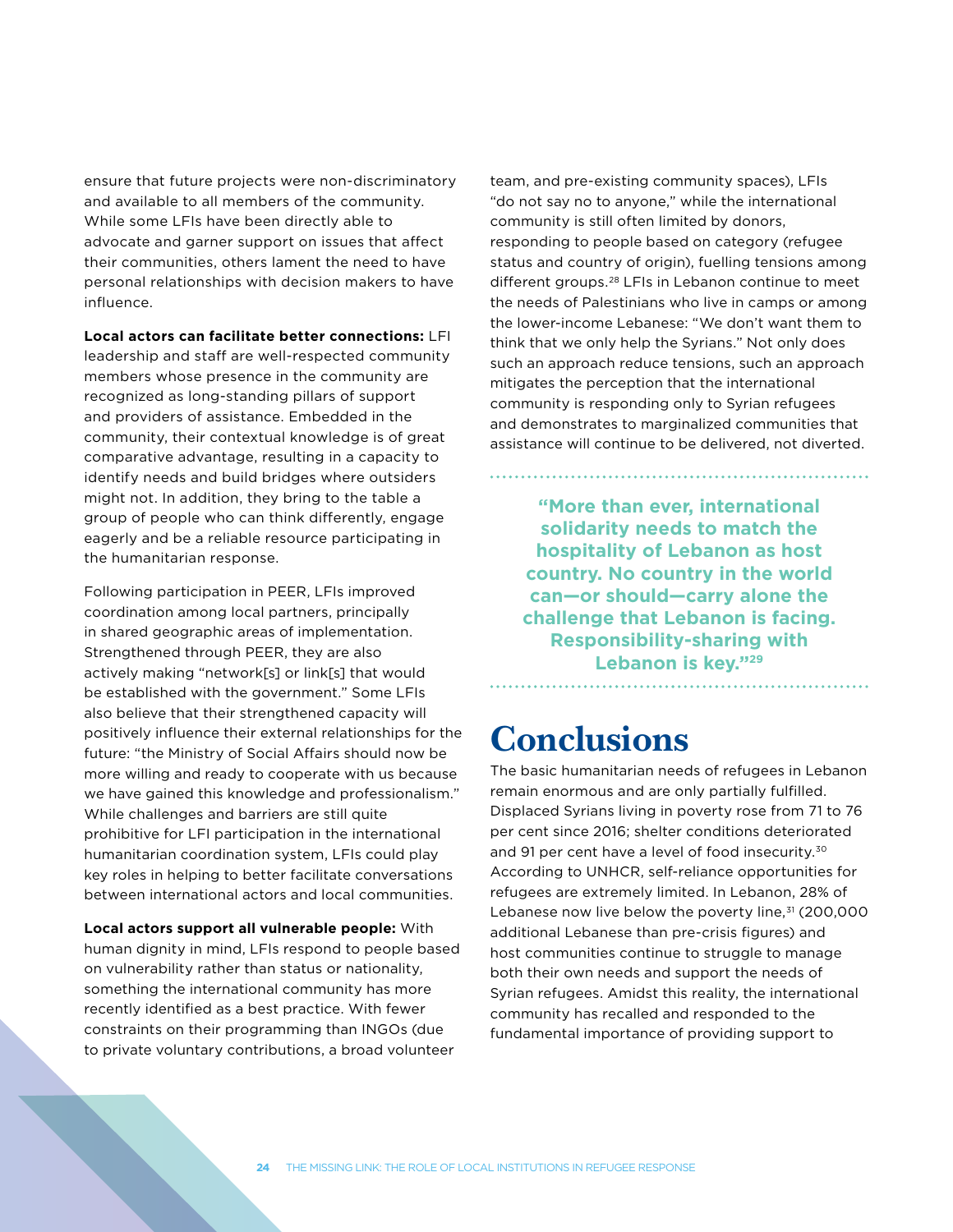ensure that future projects were non-discriminatory and available to all members of the community. While some LFIs have been directly able to advocate and garner support on issues that affect their communities, others lament the need to have personal relationships with decision makers to have influence.

**Local actors can facilitate better connections:** LFI leadership and staff are well-respected community members whose presence in the community are recognized as long-standing pillars of support and providers of assistance. Embedded in the community, their contextual knowledge is of great comparative advantage, resulting in a capacity to identify needs and build bridges where outsiders might not. In addition, they bring to the table a group of people who can think differently, engage eagerly and be a reliable resource participating in the humanitarian response.

Following participation in PEER, LFIs improved coordination among local partners, principally in shared geographic areas of implementation. Strengthened through PEER, they are also actively making "network[s] or link[s] that would be established with the government." Some LFIs also believe that their strengthened capacity will positively influence their external relationships for the future: "the Ministry of Social Affairs should now be more willing and ready to cooperate with us because we have gained this knowledge and professionalism." While challenges and barriers are still quite prohibitive for LFI participation in the international humanitarian coordination system, LFIs could play key roles in helping to better facilitate conversations between international actors and local communities.

**Local actors support all vulnerable people:** With human dignity in mind, LFIs respond to people based on vulnerability rather than status or nationality, something the international community has more recently identified as a best practice. With fewer constraints on their programming than INGOs (due to private voluntary contributions, a broad volunteer team, and pre-existing community spaces), LFIs "do not say no to anyone," while the international community is still often limited by donors, responding to people based on category (refugee status and country of origin), fuelling tensions among different groups.[28] LFIs in Lebanon continue to meet the needs of Palestinians who live in camps or among the lower-income Lebanese: "We don't want them to think that we only help the Syrians." Not only does such an approach reduce tensions, such an approach mitigates the perception that the international community is responding only to Syrian refugees and demonstrates to marginalized communities that assistance will continue to be delivered, not diverted.

> **"More than ever, international solidarity needs to match the hospitality of Lebanon as host country. No country in the world can—or should—carry alone the challenge that Lebanon is facing. Responsibility-sharing with Lebanon is key."[29]**

# Conclusions

The basic humanitarian needs of refugees in Lebanon remain enormous and are only partially fulfilled. Displaced Syrians living in poverty rose from 71 to 76 per cent since 2016; shelter conditions deteriorated and 91 per cent have a level of food insecurity.[30] According to UNHCR, self-reliance opportunities for refugees are extremely limited. In Lebanon, 28% of Lebanese now live below the poverty line,[31] (200,000 additional Lebanese than pre-crisis figures) and host communities continue to struggle to manage both their own needs and support the needs of Syrian refugees. Amidst this reality, the international community has recalled and responded to the fundamental importance of providing support to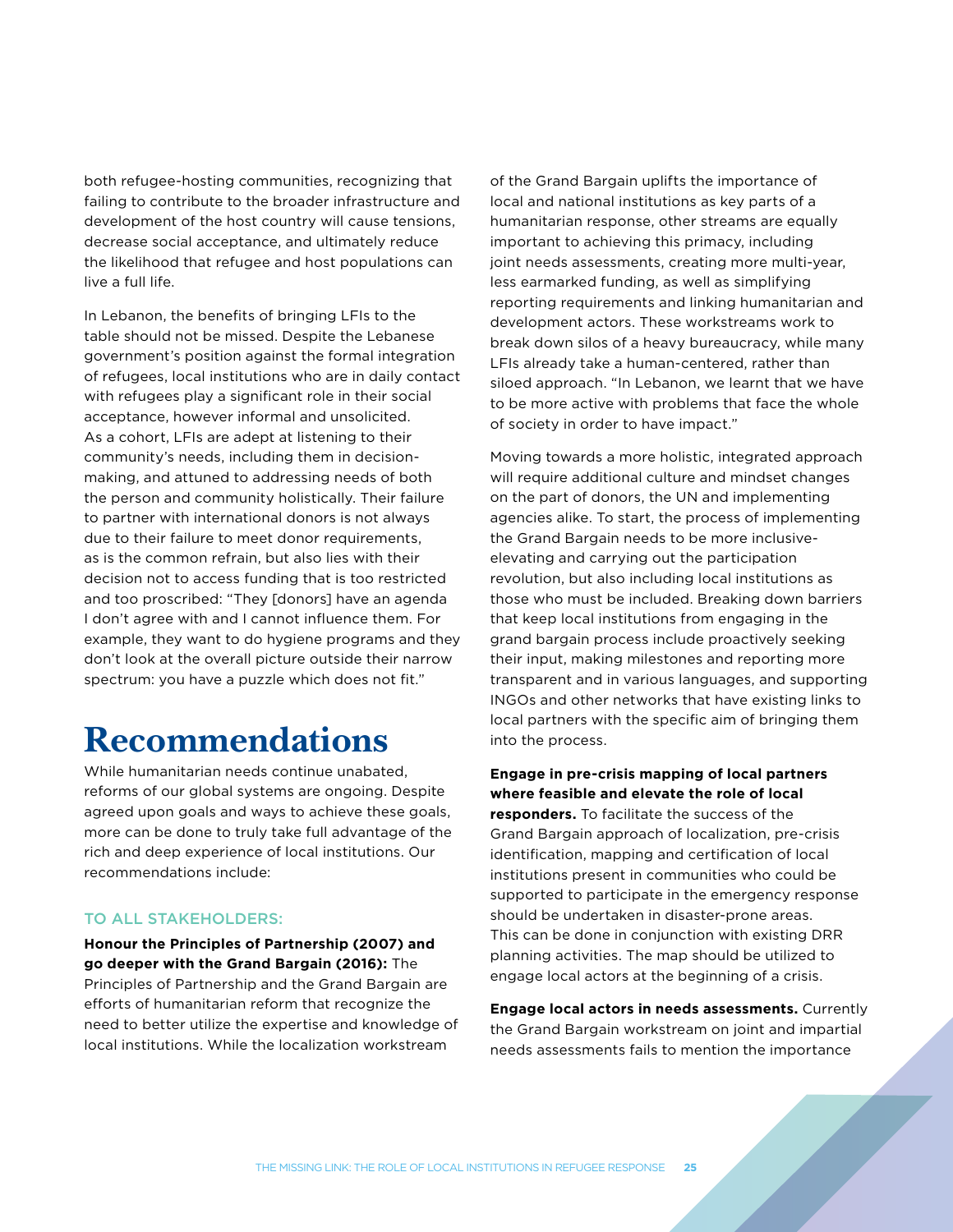both refugee-hosting communities, recognizing that failing to contribute to the broader infrastructure and development of the host country will cause tensions, decrease social acceptance, and ultimately reduce the likelihood that refugee and host populations can live a full life.

In Lebanon, the benefits of bringing LFIs to the table should not be missed. Despite the Lebanese government's position against the formal integration of refugees, local institutions who are in daily contact with refugees play a significant role in their social acceptance, however informal and unsolicited. As a cohort, LFIs are adept at listening to their community's needs, including them in decision-making, and attuned to addressing needs of both the person and community holistically. Their failure to partner with international donors is not always due to their failure to meet donor requirements, as is the common refrain, but also lies with their decision not to access funding that is too restricted and too proscribed: "They [donors] have an agenda I don't agree with and I cannot influence them. For example, they want to do hygiene programs and they don't look at the overall picture outside their narrow spectrum: you have a puzzle which does not fit."

# Recommendations

While humanitarian needs continue unabated, reforms of our global systems are ongoing. Despite agreed upon goals and ways to achieve these goals, more can be done to truly take full advantage of the rich and deep experience of local institutions. Our recommendations include:

### TO ALL STAKEHOLDERS:

**Honour the Principles of Partnership (2007) and go deeper with the Grand Bargain (2016):** The Principles of Partnership and the Grand Bargain are efforts of humanitarian reform that recognize the need to better utilize the expertise and knowledge of local institutions. While the localization workstream of the Grand Bargain uplifts the importance of local and national institutions as key parts of a humanitarian response, other streams are equally important to achieving this primacy, including joint needs assessments, creating more multi-year, less earmarked funding, as well as simplifying reporting requirements and linking humanitarian and development actors. These workstreams work to break down silos of a heavy bureaucracy, while many LFIs already take a human-centered, rather than siloed approach. "In Lebanon, we learnt that we have to be more active with problems that face the whole of society in order to have impact."

Moving towards a more holistic, integrated approach will require additional culture and mindset changes on the part of donors, the UN and implementing agencies alike. To start, the process of implementing the Grand Bargain needs to be more inclusive-elevating and carrying out the participation revolution, but also including local institutions as those who must be included. Breaking down barriers that keep local institutions from engaging in the grand bargain process include proactively seeking their input, making milestones and reporting more transparent and in various languages, and supporting INGOs and other networks that have existing links to local partners with the specific aim of bringing them into the process.

**Engage in pre-crisis mapping of local partners where feasible and elevate the role of local responders.** To facilitate the success of the Grand Bargain approach of localization, pre-crisis identification, mapping and certification of local institutions present in communities who could be supported to participate in the emergency response should be undertaken in disaster-prone areas. This can be done in conjunction with existing DRR planning activities. The map should be utilized to engage local actors at the beginning of a crisis.

**Engage local actors in needs assessments.** Currently the Grand Bargain workstream on joint and impartial needs assessments fails to mention the importance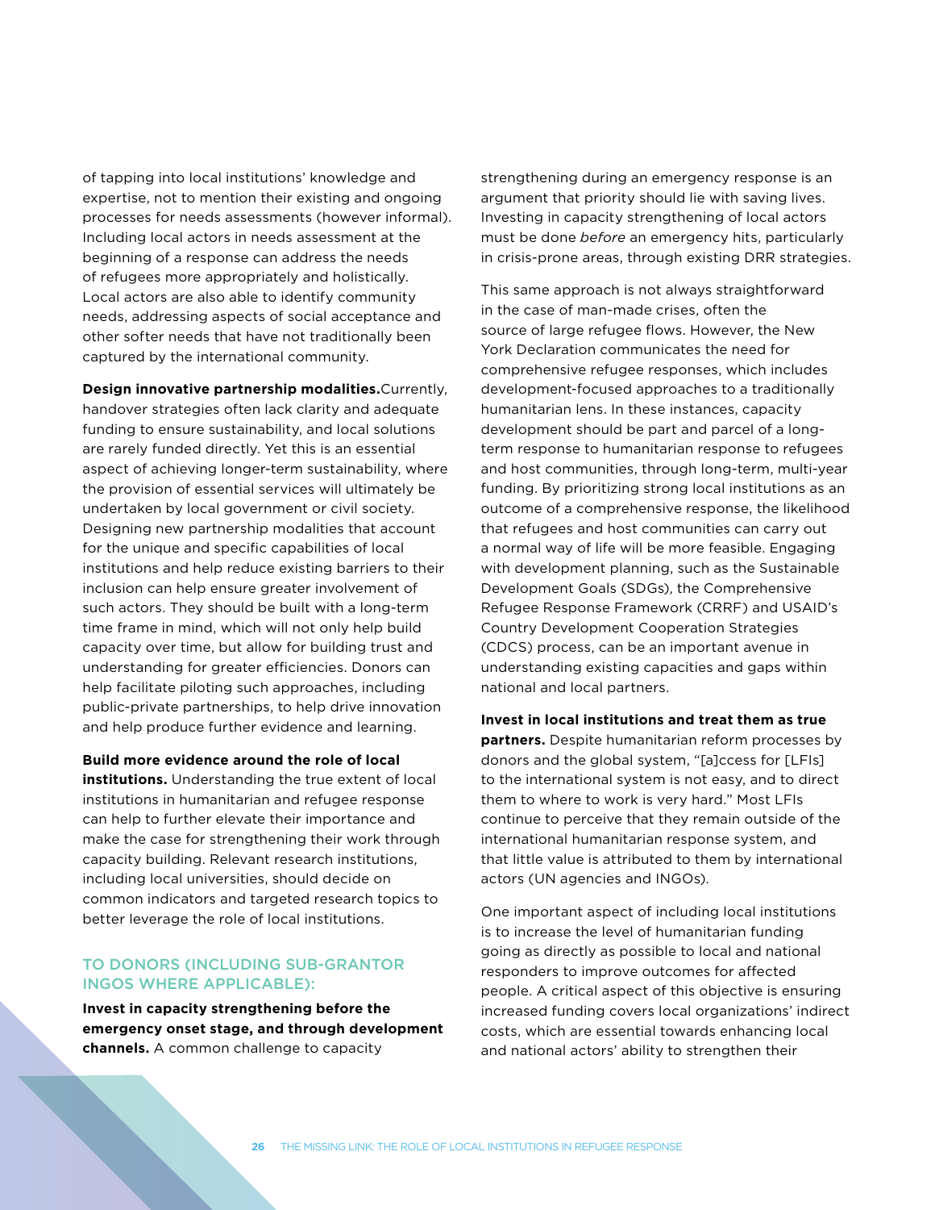of tapping into local institutions' knowledge and expertise, not to mention their existing and ongoing processes for needs assessments (however informal). Including local actors in needs assessment at the beginning of a response can address the needs of refugees more appropriately and holistically. Local actors are also able to identify community needs, addressing aspects of social acceptance and other softer needs that have not traditionally been captured by the international community.

**Design innovative partnership modalities.** Currently, handover strategies often lack clarity and adequate funding to ensure sustainability, and local solutions are rarely funded directly. Yet this is an essential aspect of achieving longer-term sustainability, where the provision of essential services will ultimately be undertaken by local government or civil society. Designing new partnership modalities that account for the unique and specific capabilities of local institutions and help reduce existing barriers to their inclusion can help ensure greater involvement of such actors. They should be built with a long-term time frame in mind, which will not only help build capacity over time, but allow for building trust and understanding for greater efficiencies. Donors can help facilitate piloting such approaches, including public-private partnerships, to help drive innovation and help produce further evidence and learning.

**Build more evidence around the role of local institutions.** Understanding the true extent of local institutions in humanitarian and refugee response can help to further elevate their importance and make the case for strengthening their work through capacity building. Relevant research institutions, including local universities, should decide on common indicators and targeted research topics to better leverage the role of local institutions.

### TO DONORS (INCLUDING SUB-GRANTOR INGOS WHERE APPLICABLE):

**Invest in capacity strengthening before the emergency onset stage, and through development channels.** A common challenge to capacity strengthening during an emergency response is an argument that priority should lie with saving lives. Investing in capacity strengthening of local actors must be done *before* an emergency hits, particularly in crisis-prone areas, through existing DRR strategies.

This same approach is not always straightforward in the case of man-made crises, often the source of large refugee flows. However, the New York Declaration communicates the need for comprehensive refugee responses, which includes development-focused approaches to a traditionally humanitarian lens. In these instances, capacity development should be part and parcel of a long-term response to humanitarian response to refugees and host communities, through long-term, multi-year funding. By prioritizing strong local institutions as an outcome of a comprehensive response, the likelihood that refugees and host communities can carry out a normal way of life will be more feasible. Engaging with development planning, such as the Sustainable Development Goals (SDGs), the Comprehensive Refugee Response Framework (CRRF) and USAID's Country Development Cooperation Strategies (CDCS) process, can be an important avenue in understanding existing capacities and gaps within national and local partners.

**Invest in local institutions and treat them as true partners.** Despite humanitarian reform processes by donors and the global system, "[a]ccess for [LFIs] to the international system is not easy, and to direct them to where to work is very hard." Most LFIs continue to perceive that they remain outside of the international humanitarian response system, and that little value is attributed to them by international actors (UN agencies and INGOs).

One important aspect of including local institutions is to increase the level of humanitarian funding going as directly as possible to local and national responders to improve outcomes for affected people. A critical aspect of this objective is ensuring increased funding covers local organizations' indirect costs, which are essential towards enhancing local and national actors' ability to strengthen their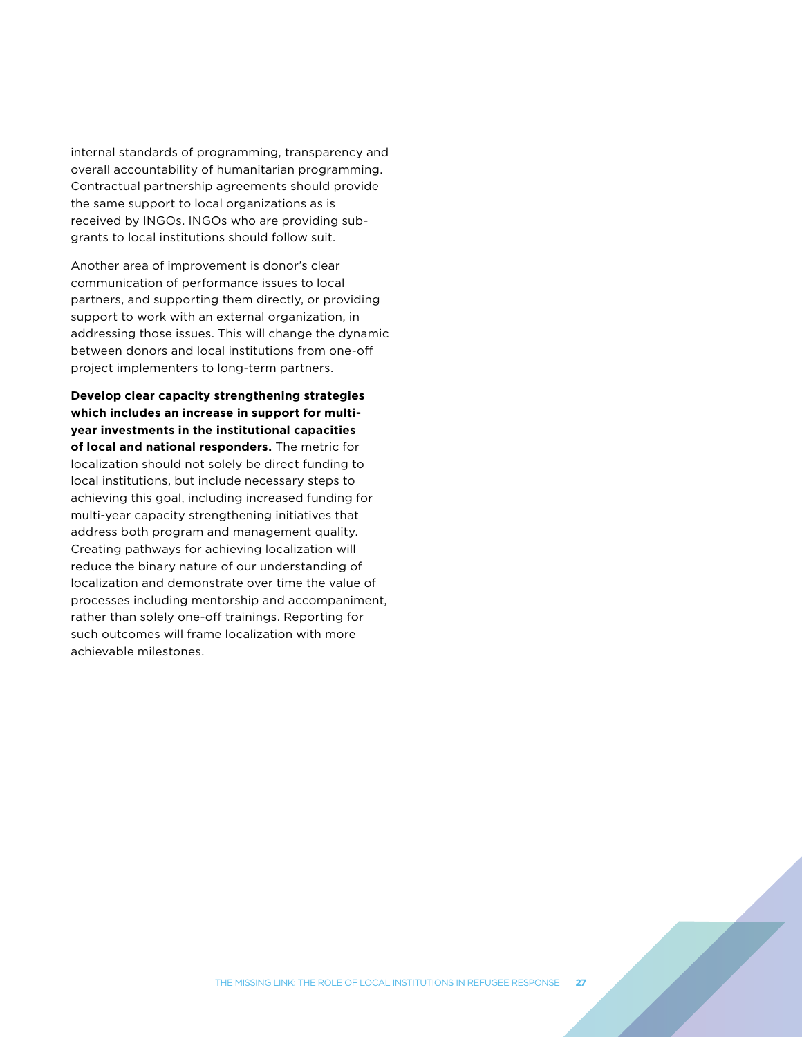internal standards of programming, transparency and overall accountability of humanitarian programming. Contractual partnership agreements should provide the same support to local organizations as is received by INGOs. INGOs who are providing sub-grants to local institutions should follow suit.

Another area of improvement is donor's clear communication of performance issues to local partners, and supporting them directly, or providing support to work with an external organization, in addressing those issues. This will change the dynamic between donors and local institutions from one-off project implementers to long-term partners.

**Develop clear capacity strengthening strategies which includes an increase in support for multi-year investments in the institutional capacities of local and national responders.** The metric for localization should not solely be direct funding to local institutions, but include necessary steps to achieving this goal, including increased funding for multi-year capacity strengthening initiatives that address both program and management quality. Creating pathways for achieving localization will reduce the binary nature of our understanding of localization and demonstrate over time the value of processes including mentorship and accompaniment, rather than solely one-off trainings. Reporting for such outcomes will frame localization with more achievable milestones.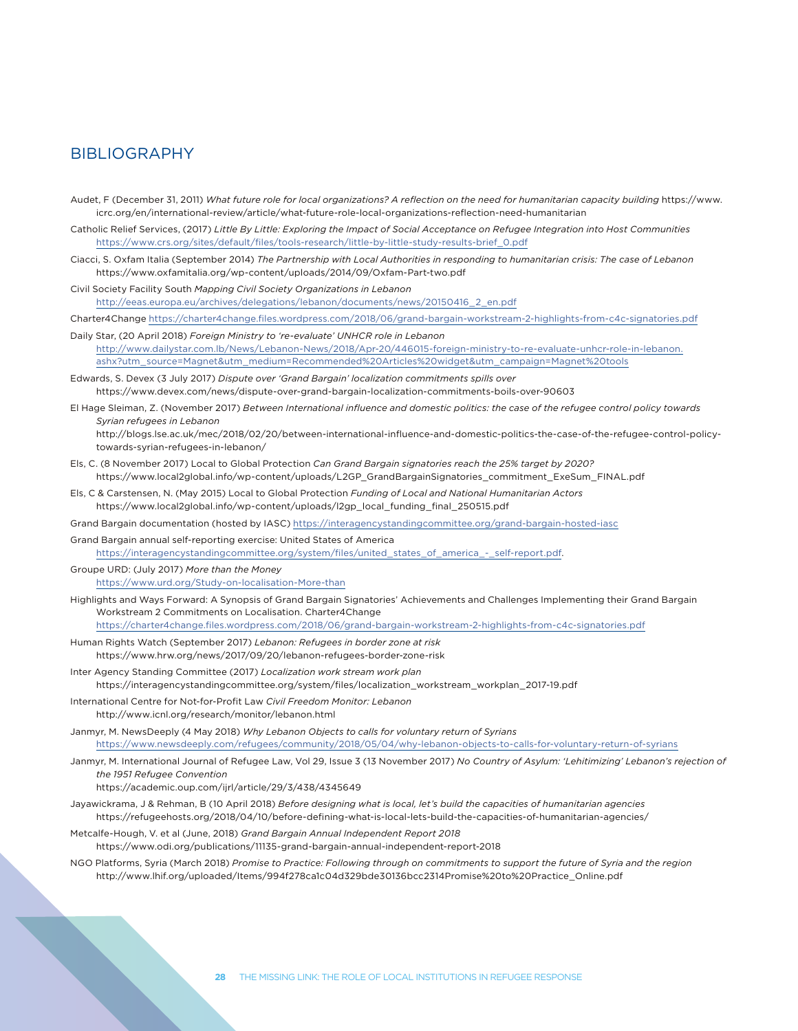# BIBLIOGRAPHY

Audet, F (December 31, 2011) *What future role for local organizations? A reflection on the need for humanitarian capacity building* https://www.icrc.org/en/international-review/article/what-future-role-local-organizations-reflection-need-humanitarian

Catholic Relief Services, (2017) *Little By Little: Exploring the Impact of Social Acceptance on Refugee Integration into Host Communities* https://www.crs.org/sites/default/files/tools-research/little-by-little-study-results-brief_0.pdf

Ciacci, S. Oxfam Italia (September 2014) *The Partnership with Local Authorities in responding to humanitarian crisis: The case of Lebanon* https://www.oxfamitalia.org/wp-content/uploads/2014/09/Oxfam-Part-two.pdf

Civil Society Facility South *Mapping Civil Society Organizations in Lebanon* http://eeas.europa.eu/archives/delegations/lebanon/documents/news/20150416_2_en.pdf

Charter4Change https://charter4change.files.wordpress.com/2018/06/grand-bargain-workstream-2-highlights-from-c4c-signatories.pdf

Daily Star, (20 April 2018) *Foreign Ministry to 're-evaluate' UNHCR role in Lebanon* http://www.dailystar.com.lb/News/Lebanon-News/2018/Apr-20/446015-foreign-ministry-to-re-evaluate-unhcr-role-in-lebanon.ashx?utm_source=Magnet&utm_medium=Recommended%20Articles%20widget&utm_campaign=Magnet%20tools

Edwards, S. Devex (3 July 2017) *Dispute over 'Grand Bargain' localization commitments spills over* https://www.devex.com/news/dispute-over-grand-bargain-localization-commitments-boils-over-90603

El Hage Sleiman, Z. (November 2017) *Between International influence and domestic politics: the case of the refugee control policy towards Syrian refugees in Lebanon* http://blogs.lse.ac.uk/mec/2018/02/20/between-international-influence-and-domestic-politics-the-case-of-the-refugee-control-policy-towards-syrian-refugees-in-lebanon/

Els, C. (8 November 2017) Local to Global Protection *Can Grand Bargain signatories reach the 25% target by 2020?* https://www.local2global.info/wp-content/uploads/L2GP_GrandBargainSignatories_commitment_ExeSum_FINAL.pdf

Els, C & Carstensen, N. (May 2015) Local to Global Protection *Funding of Local and National Humanitarian Actors* https://www.local2global.info/wp-content/uploads/l2gp_local_funding_final_250515.pdf

Grand Bargain documentation (hosted by IASC) https://interagencystandingcommittee.org/grand-bargain-hosted-iasc

Grand Bargain annual self-reporting exercise: United States of America https://interagencystandingcommittee.org/system/files/united_states_of_america_-_self-report.pdf.

Groupe URD: (July 2017) *More than the Money* https://www.urd.org/Study-on-localisation-More-than

Highlights and Ways Forward: A Synopsis of Grand Bargain Signatories' Achievements and Challenges Implementing their Grand Bargain Workstream 2 Commitments on Localisation. Charter4Change https://charter4change.files.wordpress.com/2018/06/grand-bargain-workstream-2-highlights-from-c4c-signatories.pdf

Human Rights Watch (September 2017) *Lebanon: Refugees in border zone at risk* https://www.hrw.org/news/2017/09/20/lebanon-refugees-border-zone-risk

Inter Agency Standing Committee (2017) *Localization work stream work plan* https://interagencystandingcommittee.org/system/files/localization_workstream_workplan_2017-19.pdf

International Centre for Not-for-Profit Law *Civil Freedom Monitor: Lebanon* http://www.icnl.org/research/monitor/lebanon.html

Janmyr, M. NewsDeeply (4 May 2018) *Why Lebanon Objects to calls for voluntary return of Syrians* https://www.newsdeeply.com/refugees/community/2018/05/04/why-lebanon-objects-to-calls-for-voluntary-return-of-syrians

Janmyr, M. International Journal of Refugee Law, Vol 29, Issue 3 (13 November 2017) *No Country of Asylum: 'Lehitimizing' Lebanon's rejection of the 1951 Refugee Convention* https://academic.oup.com/ijrl/article/29/3/438/4345649

Jayawickrama, J & Rehman, B (10 April 2018) *Before designing what is local, let's build the capacities of humanitarian agencies* https://refugeehosts.org/2018/04/10/before-defining-what-is-local-lets-build-the-capacities-of-humanitarian-agencies/

Metcalfe-Hough, V. et al (June, 2018) *Grand Bargain Annual Independent Report 2018* https://www.odi.org/publications/11135-grand-bargain-annual-independent-report-2018

NGO Platforms, Syria (March 2018) *Promise to Practice: Following through on commitments to support the future of Syria and the region* http://www.lhif.org/uploaded/Items/994f278ca1c04d329bde30136bcc2314Promise%20to%20Practice_Online.pdf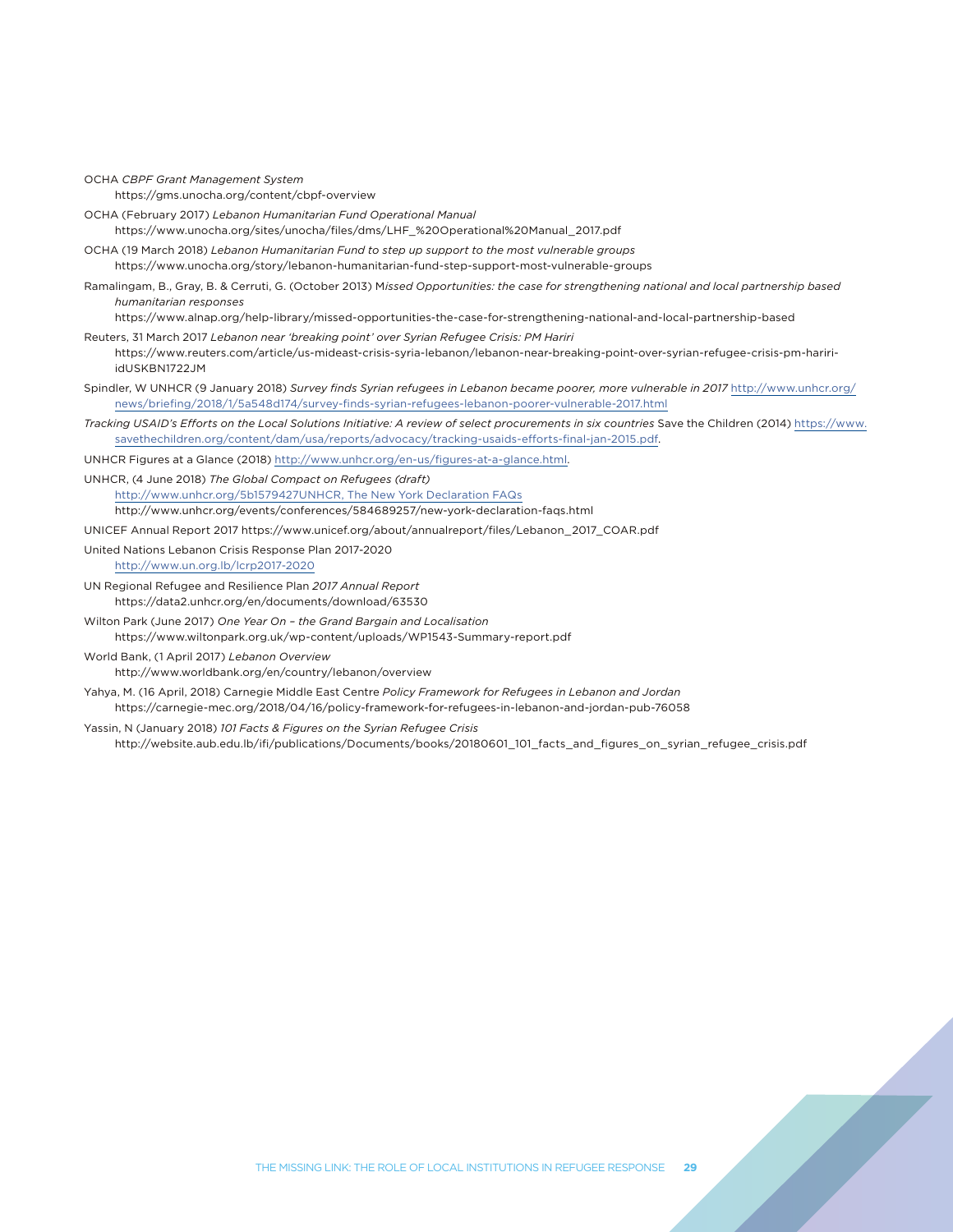OCHA *CBPF Grant Management System*
https://gms.unocha.org/content/cbpf-overview

OCHA (February 2017) *Lebanon Humanitarian Fund Operational Manual*
https://www.unocha.org/sites/unocha/files/dms/LHF_%20Operational%20Manual_2017.pdf

OCHA (19 March 2018) *Lebanon Humanitarian Fund to step up support to the most vulnerable groups*
https://www.unocha.org/story/lebanon-humanitarian-fund-step-support-most-vulnerable-groups

Ramalingam, B., Gray, B. & Cerruti, G. (October 2013) M*issed Opportunities: the case for strengthening national and local partnership based humanitarian responses*
https://www.alnap.org/help-library/missed-opportunities-the-case-for-strengthening-national-and-local-partnership-based

Reuters, 31 March 2017 *Lebanon near 'breaking point' over Syrian Refugee Crisis: PM Hariri*
https://www.reuters.com/article/us-mideast-crisis-syria-lebanon/lebanon-near-breaking-point-over-syrian-refugee-crisis-pm-hariri-idUSKBN1722JM

Spindler, W UNHCR (9 January 2018) *Survey finds Syrian refugees in Lebanon became poorer, more vulnerable in 2017* http://www.unhcr.org/news/briefing/2018/1/5a548d174/survey-finds-syrian-refugees-lebanon-poorer-vulnerable-2017.html

*Tracking USAID's Efforts on the Local Solutions Initiative: A review of select procurements in six countries* Save the Children (2014) https://www.savethechildren.org/content/dam/usa/reports/advocacy/tracking-usaids-efforts-final-jan-2015.pdf.

UNHCR Figures at a Glance (2018) http://www.unhcr.org/en-us/figures-at-a-glance.html.

UNHCR, (4 June 2018) *The Global Compact on Refugees (draft)*
http://www.unhcr.org/5b1579427UNHCR, The New York Declaration FAQs
http://www.unhcr.org/events/conferences/584689257/new-york-declaration-faqs.html

UNICEF Annual Report 2017 https://www.unicef.org/about/annualreport/files/Lebanon_2017_COAR.pdf

United Nations Lebanon Crisis Response Plan 2017-2020
http://www.un.org.lb/lcrp2017-2020

UN Regional Refugee and Resilience Plan *2017 Annual Report*
https://data2.unhcr.org/en/documents/download/63530

Wilton Park (June 2017) *One Year On – the Grand Bargain and Localisation*
https://www.wiltonpark.org.uk/wp-content/uploads/WP1543-Summary-report.pdf

World Bank, (1 April 2017) *Lebanon Overview*
http://www.worldbank.org/en/country/lebanon/overview

Yahya, M. (16 April, 2018) Carnegie Middle East Centre *Policy Framework for Refugees in Lebanon and Jordan*
https://carnegie-mec.org/2018/04/16/policy-framework-for-refugees-in-lebanon-and-jordan-pub-76058

Yassin, N (January 2018) *101 Facts & Figures on the Syrian Refugee Crisis*
http://website.aub.edu.lb/ifi/publications/Documents/books/20180601_101_facts_and_figures_on_syrian_refugee_crisis.pdf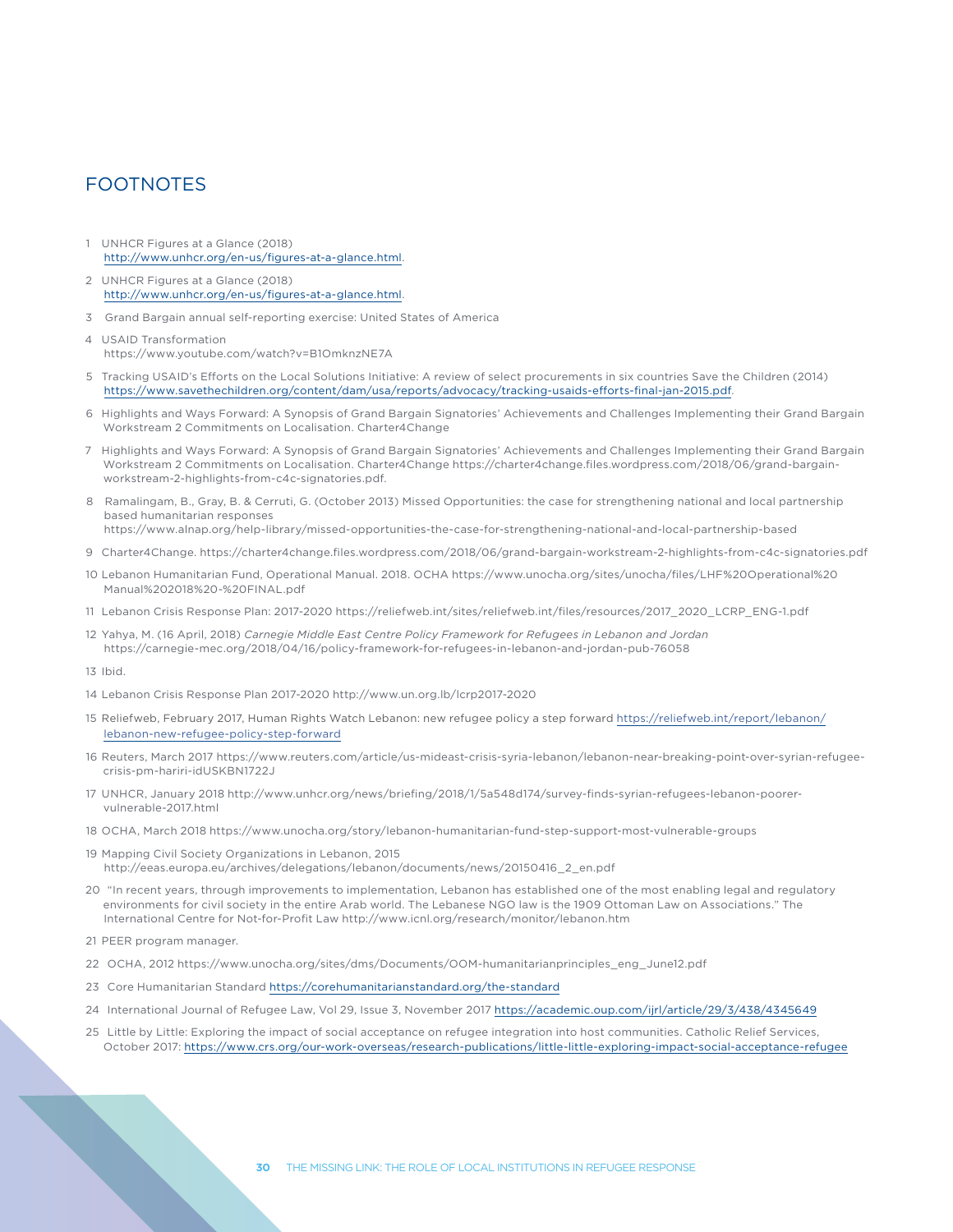## FOOTNOTES

1 UNHCR Figures at a Glance (2018) http://www.unhcr.org/en-us/figures-at-a-glance.html.

2 UNHCR Figures at a Glance (2018) http://www.unhcr.org/en-us/figures-at-a-glance.html.

3 Grand Bargain annual self-reporting exercise: United States of America

4 USAID Transformation https://www.youtube.com/watch?v=B1OmknzNE7A

5 Tracking USAID's Efforts on the Local Solutions Initiative: A review of select procurements in six countries Save the Children (2014) https://www.savethechildren.org/content/dam/usa/reports/advocacy/tracking-usaids-efforts-final-jan-2015.pdf.

6 Highlights and Ways Forward: A Synopsis of Grand Bargain Signatories' Achievements and Challenges Implementing their Grand Bargain Workstream 2 Commitments on Localisation. Charter4Change

7 Highlights and Ways Forward: A Synopsis of Grand Bargain Signatories' Achievements and Challenges Implementing their Grand Bargain Workstream 2 Commitments on Localisation. Charter4Change https://charter4change.files.wordpress.com/2018/06/grand-bargain-workstream-2-highlights-from-c4c-signatories.pdf.

8 Ramalingam, B., Gray, B. & Cerruti, G. (October 2013) Missed Opportunities: the case for strengthening national and local partnership based humanitarian responses https://www.alnap.org/help-library/missed-opportunities-the-case-for-strengthening-national-and-local-partnership-based

9 Charter4Change. https://charter4change.files.wordpress.com/2018/06/grand-bargain-workstream-2-highlights-from-c4c-signatories.pdf

10 Lebanon Humanitarian Fund, Operational Manual. 2018. OCHA https://www.unocha.org/sites/unocha/files/LHF%20Operational%20Manual%202018%20-%20FINAL.pdf

11 Lebanon Crisis Response Plan: 2017-2020 https://reliefweb.int/sites/reliefweb.int/files/resources/2017_2020_LCRP_ENG-1.pdf

12 Yahya, M. (16 April, 2018) *Carnegie Middle East Centre Policy Framework for Refugees in Lebanon and Jordan* https://carnegie-mec.org/2018/04/16/policy-framework-for-refugees-in-lebanon-and-jordan-pub-76058

13 Ibid.

14 Lebanon Crisis Response Plan 2017-2020 http://www.un.org.lb/lcrp2017-2020

15 Reliefweb, February 2017, Human Rights Watch Lebanon: new refugee policy a step forward https://reliefweb.int/report/lebanon/lebanon-new-refugee-policy-step-forward

16 Reuters, March 2017 https://www.reuters.com/article/us-mideast-crisis-syria-lebanon/lebanon-near-breaking-point-over-syrian-refugee-crisis-pm-hariri-idUSKBN1722J

17 UNHCR, January 2018 http://www.unhcr.org/news/briefing/2018/1/5a548d174/survey-finds-syrian-refugees-lebanon-poorer-vulnerable-2017.html

18 OCHA, March 2018 https://www.unocha.org/story/lebanon-humanitarian-fund-step-support-most-vulnerable-groups

19 Mapping Civil Society Organizations in Lebanon, 2015 http://eeas.europa.eu/archives/delegations/lebanon/documents/news/20150416_2_en.pdf

20 "In recent years, through improvements to implementation, Lebanon has established one of the most enabling legal and regulatory environments for civil society in the entire Arab world. The Lebanese NGO law is the 1909 Ottoman Law on Associations." The International Centre for Not-for-Profit Law http://www.icnl.org/research/monitor/lebanon.htm

21 PEER program manager.

22 OCHA, 2012 https://www.unocha.org/sites/dms/Documents/OOM-humanitarianprinciples_eng_June12.pdf

23 Core Humanitarian Standard https://corehumanitarianstandard.org/the-standard

24 International Journal of Refugee Law, Vol 29, Issue 3, November 2017 https://academic.oup.com/ijrl/article/29/3/438/4345649

25 Little by Little: Exploring the impact of social acceptance on refugee integration into host communities. Catholic Relief Services, October 2017: https://www.crs.org/our-work-overseas/research-publications/little-little-exploring-impact-social-acceptance-refugee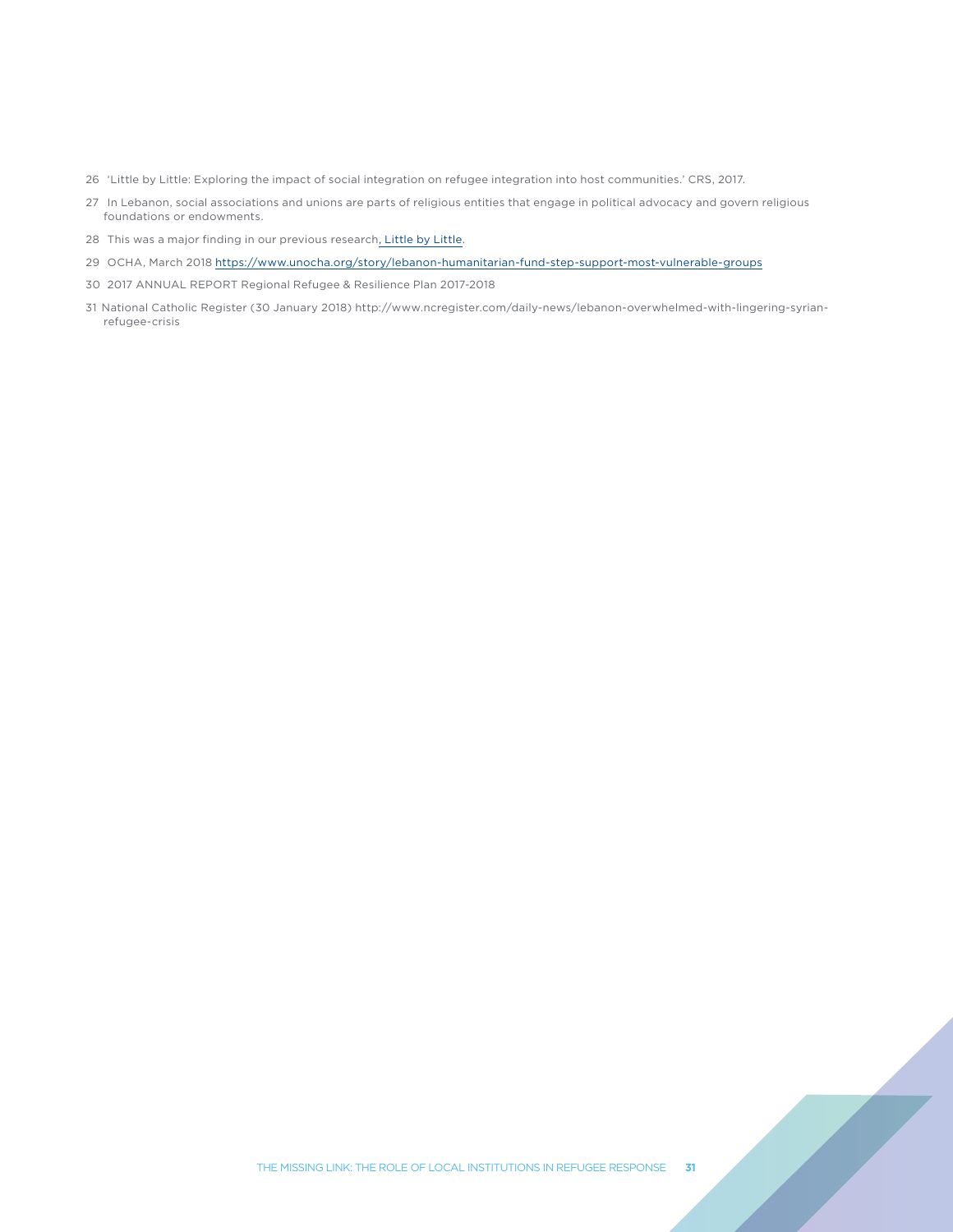26 'Little by Little: Exploring the impact of social integration on refugee integration into host communities.' CRS, 2017.

27 In Lebanon, social associations and unions are parts of religious entities that engage in political advocacy and govern religious foundations or endowments.

28 This was a major finding in our previous research, Little by Little.

29 OCHA, March 2018 https://www.unocha.org/story/lebanon-humanitarian-fund-step-support-most-vulnerable-groups

30 2017 ANNUAL REPORT Regional Refugee & Resilience Plan 2017-2018

31 National Catholic Register (30 January 2018) http://www.ncregister.com/daily-news/lebanon-overwhelmed-with-lingering-syrian-refugee-crisis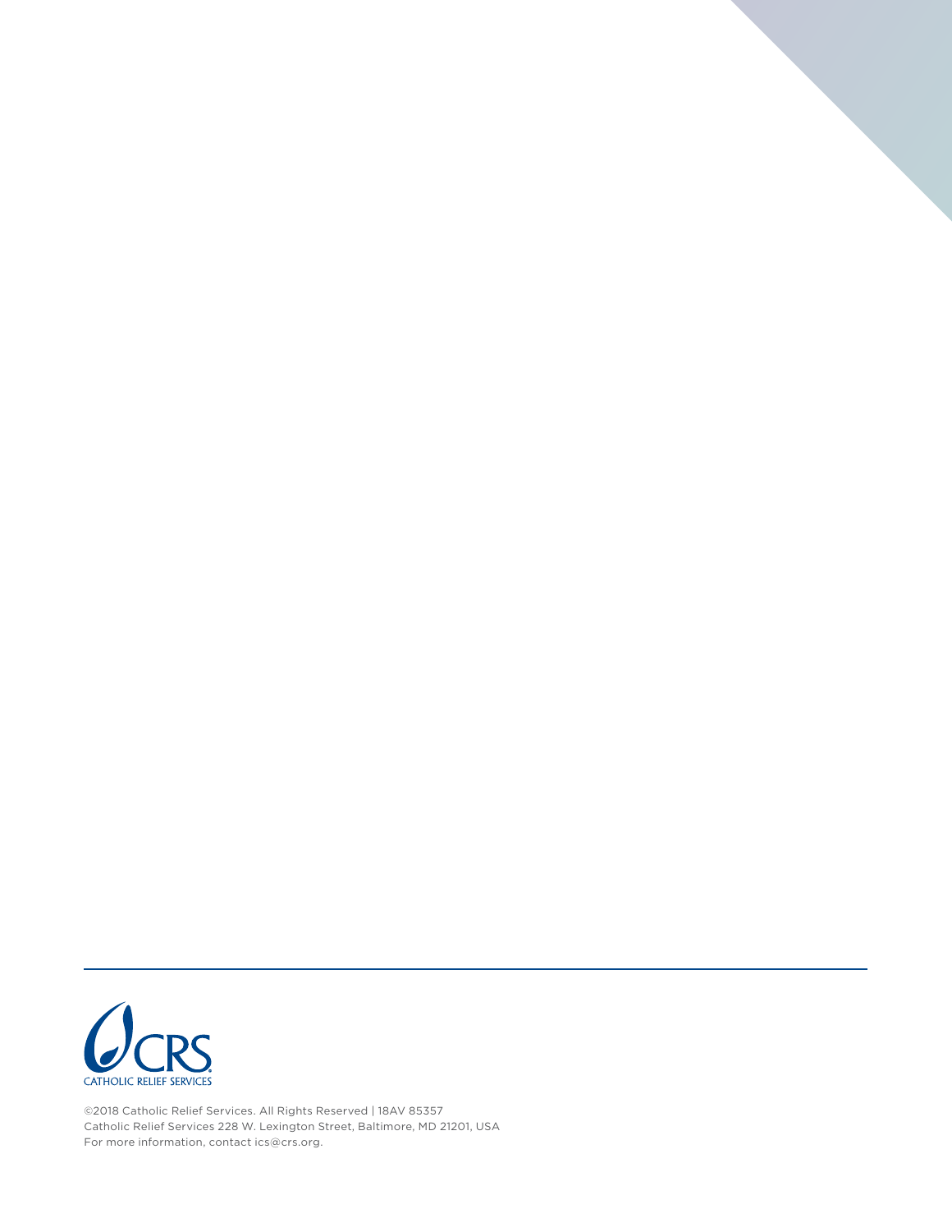CRS
CATHOLIC RELIEF SERVICES

©2018 Catholic Relief Services. All Rights Reserved | 18AV 85357
Catholic Relief Services 228 W. Lexington Street, Baltimore, MD 21201, USA
For more information, contact ics@crs.org.